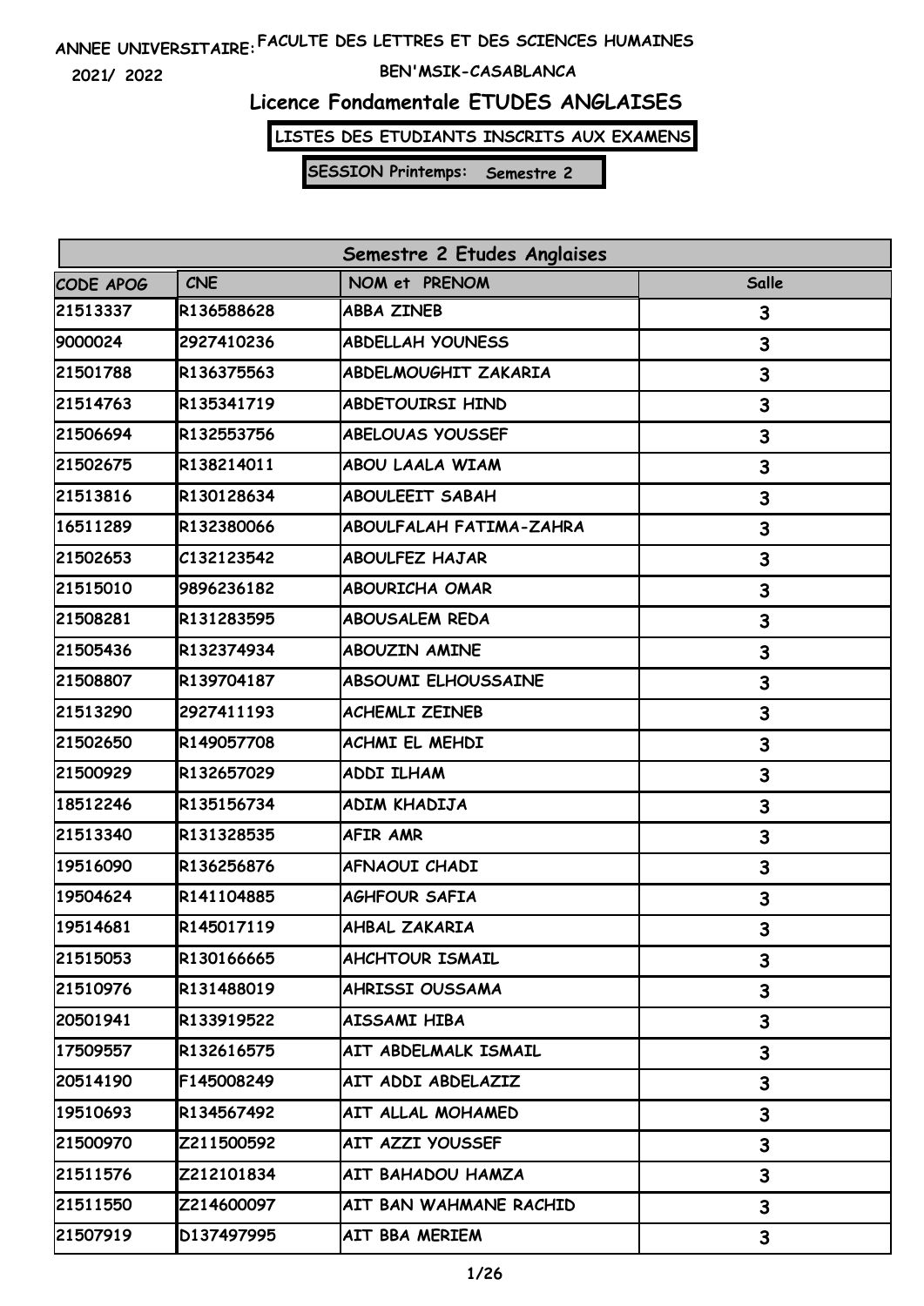ANNEE UNIVERSITAIRE: FACULTE DES LETTRES ET DES SCIENCES HUMAINES

2021/ 2022 BEN'MSIK-CASABLANCA

# Licence Fondamentale ETUDES ANGLAISES

**LISTES DES ETUDIANTS INSCRITS AUX EXAMENS**

**SESSION Printemps: Semestre 2**

| Semestre 2 Etudes Anglaises | | | |
|---|---|---|---|
| CODE APOG | CNE | NOM et PRENOM | Salle |
| 21513337 | R136588628 | ABBA ZINEB | 3 |
| 9000024 | 2927410236 | ABDELLAH YOUNESS | 3 |
| 21501788 | R136375563 | ABDELMOUGHIT ZAKARIA | 3 |
| 21514763 | R135341719 | ABDETOUIRSI HIND | 3 |
| 21506694 | R132553756 | ABELOUAS YOUSSEF | 3 |
| 21502675 | R138214011 | ABOU LAALA WIAM | 3 |
| 21513816 | R130128634 | ABOULEEIT SABAH | 3 |
| 16511289 | R132380066 | ABOULFALAH FATIMA-ZAHRA | 3 |
| 21502653 | C132123542 | ABOULFEZ HAJAR | 3 |
| 21515010 | 9896236182 | ABOURICHA OMAR | 3 |
| 21508281 | R131283595 | ABOUSALEM REDA | 3 |
| 21505436 | R132374934 | ABOUZIN AMINE | 3 |
| 21508807 | R139704187 | ABSOUMI ELHOUSSAINE | 3 |
| 21513290 | 2927411193 | ACHEMLI ZEINEB | 3 |
| 21502650 | R149057708 | ACHMI EL MEHDI | 3 |
| 21500929 | R132657029 | ADDI ILHAM | 3 |
| 18512246 | R135156734 | ADIM KHADIJA | 3 |
| 21513340 | R131328535 | AFIR AMR | 3 |
| 19516090 | R136256876 | AFNAOUI CHADI | 3 |
| 19504624 | R141104885 | AGHFOUR SAFIA | 3 |
| 19514681 | R145017119 | AHBAL ZAKARIA | 3 |
| 21515053 | R130166665 | AHCHTOUR ISMAIL | 3 |
| 21510976 | R131488019 | AHRISSI OUSSAMA | 3 |
| 20501941 | R133919522 | AISSAMI HIBA | 3 |
| 17509557 | R132616575 | AIT ABDELMALK ISMAIL | 3 |
| 20514190 | F145008249 | AIT ADDI ABDELAZIZ | 3 |
| 19510693 | R134567492 | AIT ALLAL MOHAMED | 3 |
| 21500970 | Z211500592 | AIT AZZI YOUSSEF | 3 |
| 21511576 | Z212101834 | AIT BAHADOU HAMZA | 3 |
| 21511550 | Z214600097 | AIT BAN WAHMANE RACHID | 3 |
| 21507919 | D137497995 | AIT BBA MERIEM | 3 |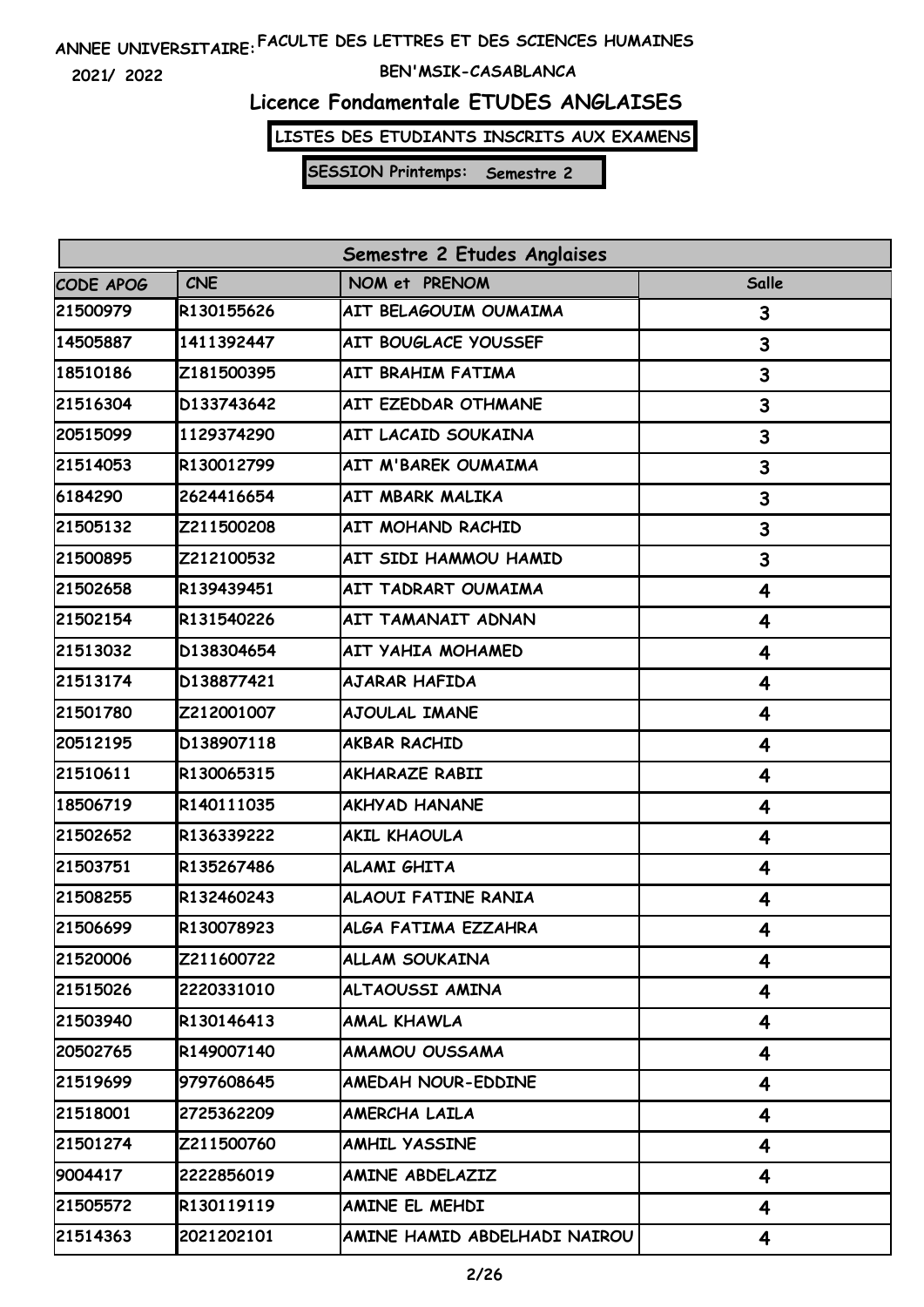ANNEE UNIVERSITAIRE: FACULTE DES LETTRES ET DES SCIENCES HUMAINES

2021/ 2022

BEN'MSIK-CASABLANCA

## Licence Fondamentale ETUDES ANGLAISES

**LISTES DES ETUDIANTS INSCRITS AUX EXAMENS**

**SESSION Printemps: Semestre 2**

| Semestre 2 Etudes Anglaises | | | |
|---|---|---|---|
| CODE APOG | CNE | NOM et PRENOM | Salle |
| 21500979 | R130155626 | AIT BELAGOUIM OUMAIMA | 3 |
| 14505887 | 1411392447 | AIT BOUGLACE YOUSSEF | 3 |
| 18510186 | Z181500395 | AIT BRAHIM FATIMA | 3 |
| 21516304 | D133743642 | AIT EZEDDAR OTHMANE | 3 |
| 20515099 | 1129374290 | AIT LACAID SOUKAINA | 3 |
| 21514053 | R130012799 | AIT M'BAREK OUMAIMA | 3 |
| 6184290 | 2624416654 | AIT MBARK MALIKA | 3 |
| 21505132 | Z211500208 | AIT MOHAND RACHID | 3 |
| 21500895 | Z212100532 | AIT SIDI HAMMOU HAMID | 3 |
| 21502658 | R139439451 | AIT TADRART OUMAIMA | 4 |
| 21502154 | R131540226 | AIT TAMANAIT ADNAN | 4 |
| 21513032 | D138304654 | AIT YAHIA MOHAMED | 4 |
| 21513174 | D138877421 | AJARAR HAFIDA | 4 |
| 21501780 | Z212001007 | AJOULAL IMANE | 4 |
| 20512195 | D138907118 | AKBAR RACHID | 4 |
| 21510611 | R130065315 | AKHARAZE RABII | 4 |
| 18506719 | R140111035 | AKHYAD HANANE | 4 |
| 21502652 | R136339222 | AKIL KHAOULA | 4 |
| 21503751 | R135267486 | ALAMI GHITA | 4 |
| 21508255 | R132460243 | ALAOUI FATINE RANIA | 4 |
| 21506699 | R130078923 | ALGA FATIMA EZZAHRA | 4 |
| 21520006 | Z211600722 | ALLAM SOUKAINA | 4 |
| 21515026 | 2220331010 | ALTAOUSSI AMINA | 4 |
| 21503940 | R130146413 | AMAL KHAWLA | 4 |
| 20502765 | R149007140 | AMAMOU OUSSAMA | 4 |
| 21519699 | 9797608645 | AMEDAH NOUR-EDDINE | 4 |
| 21518001 | 2725362209 | AMERCHA LAILA | 4 |
| 21501274 | Z211500760 | AMHIL YASSINE | 4 |
| 9004417 | 2222856019 | AMINE ABDELAZIZ | 4 |
| 21505572 | R130119119 | AMINE EL MEHDI | 4 |
| 21514363 | 2021202101 | AMINE HAMID ABDELHADI NAIROU | 4 |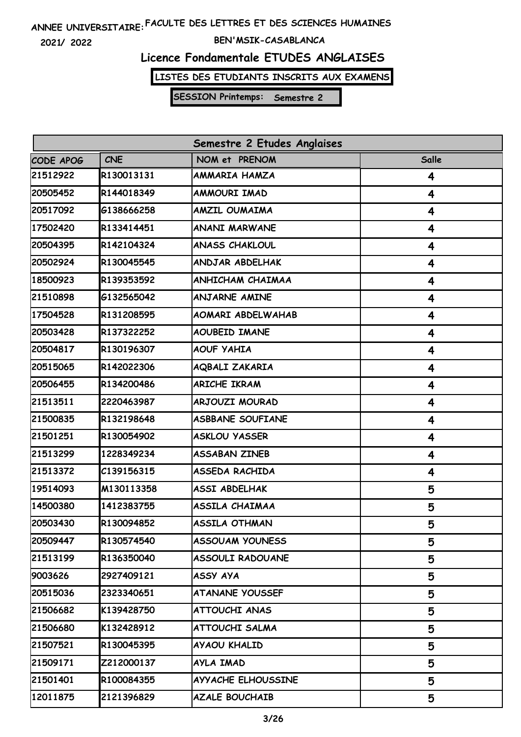ANNEE UNIVERSITAIRE: FACULTE DES LETTRES ET DES SCIENCES HUMAINES

2021/ 2022 BEN'MSIK-CASABLANCA

## Licence Fondamentale ETUDES ANGLAISES

**LISTES DES ETUDIANTS INSCRITS AUX EXAMENS**

**SESSION Printemps: Semestre 2**

| Semestre 2 Etudes Anglaises | | | |
|---|---|---|---|
| CODE APOG | CNE | NOM et PRENOM | Salle |
| 21512922 | R130013131 | AMMARIA HAMZA | 4 |
| 20505452 | R144018349 | AMMOURI IMAD | 4 |
| 20517092 | G138666258 | AMZIL OUMAIMA | 4 |
| 17502420 | R133414451 | ANANI MARWANE | 4 |
| 20504395 | R142104324 | ANASS CHAKLOUL | 4 |
| 20502924 | R130045545 | ANDJAR ABDELHAK | 4 |
| 18500923 | R139353592 | ANHICHAM CHAIMAA | 4 |
| 21510898 | G132565042 | ANJARNE AMINE | 4 |
| 17504528 | R131208595 | AOMARI ABDELWAHAB | 4 |
| 20503428 | R137322252 | AOUBEID IMANE | 4 |
| 20504817 | R130196307 | AOUF YAHIA | 4 |
| 20515065 | R142022306 | AQBALI ZAKARIA | 4 |
| 20506455 | R134200486 | ARICHE IKRAM | 4 |
| 21513511 | 2220463987 | ARJOUZI MOURAD | 4 |
| 21500835 | R132198648 | ASBBANE SOUFIANE | 4 |
| 21501251 | R130054902 | ASKLOU YASSER | 4 |
| 21513299 | 1228349234 | ASSABAN ZINEB | 4 |
| 21513372 | C139156315 | ASSEDA RACHIDA | 4 |
| 19514093 | M130113358 | ASSI ABDELHAK | 5 |
| 14500380 | 1412383755 | ASSILA CHAIMAA | 5 |
| 20503430 | R130094852 | ASSILA OTHMAN | 5 |
| 20509447 | R130574540 | ASSOUAM YOUNESS | 5 |
| 21513199 | R136350040 | ASSOULI RADOUANE | 5 |
| 9003626 | 2927409121 | ASSY AYA | 5 |
| 20515036 | 2323340651 | ATANANE YOUSSEF | 5 |
| 21506682 | K139428750 | ATTOUCHI ANAS | 5 |
| 21506680 | K132428912 | ATTOUCHI SALMA | 5 |
| 21507521 | R130045395 | AYAOU KHALID | 5 |
| 21509171 | Z212000137 | AYLA IMAD | 5 |
| 21501401 | R100084355 | AYYACHE ELHOUSSINE | 5 |
| 12011875 | 2121396829 | AZALE BOUCHAIB | 5 |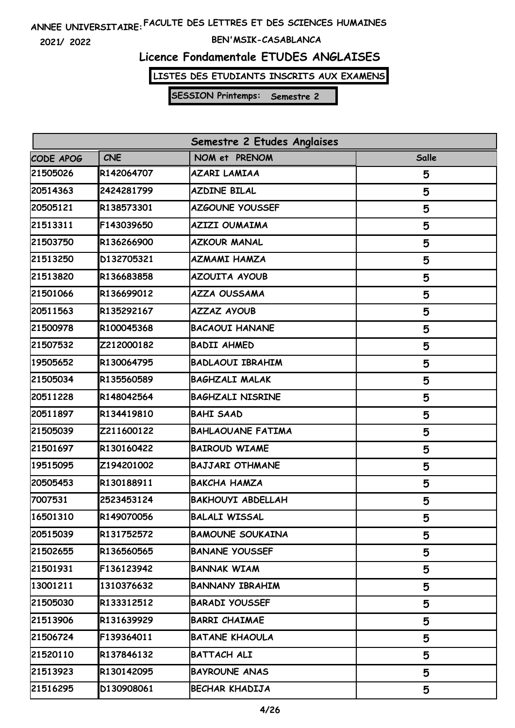ANNEE UNIVERSITAIRE: FACULTE DES LETTRES ET DES SCIENCES HUMAINES

2021/ 2022

BEN'MSIK-CASABLANCA

# Licence Fondamentale ETUDES ANGLAISES

**LISTES DES ETUDIANTS INSCRITS AUX EXAMENS**

**SESSION Printemps: Semestre 2**

| Semestre 2 Etudes Anglaises | | | |
|---|---|---|---|
| CODE APOG | CNE | NOM et PRENOM | Salle |
| 21505026 | R142064707 | AZARI LAMIAA | 5 |
| 20514363 | 2424281799 | AZDINE BILAL | 5 |
| 20505121 | R138573301 | AZGOUNE YOUSSEF | 5 |
| 21513311 | F143039650 | AZIZI OUMAIMA | 5 |
| 21503750 | R136266900 | AZKOUR MANAL | 5 |
| 21513250 | D132705321 | AZMAMI HAMZA | 5 |
| 21513820 | R136683858 | AZOUITA AYOUB | 5 |
| 21501066 | R136699012 | AZZA OUSSAMA | 5 |
| 20511563 | R135292167 | AZZAZ AYOUB | 5 |
| 21500978 | R100045368 | BACAOUI HANANE | 5 |
| 21507532 | Z212000182 | BADII AHMED | 5 |
| 19505652 | R130064795 | BADLAOUI IBRAHIM | 5 |
| 21505034 | R135560589 | BAGHZALI MALAK | 5 |
| 20511228 | R148042564 | BAGHZALI NISRINE | 5 |
| 20511897 | R134419810 | BAHI SAAD | 5 |
| 21505039 | Z211600122 | BAHLAOUANE FATIMA | 5 |
| 21501697 | R130160422 | BAIROUD WIAME | 5 |
| 19515095 | Z194201002 | BAJJARI OTHMANE | 5 |
| 20505453 | R130188911 | BAKCHA HAMZA | 5 |
| 7007531 | 2523453124 | BAKHOUYI ABDELLAH | 5 |
| 16501310 | R149070056 | BALALI WISSAL | 5 |
| 20515039 | R131752572 | BAMOUNE SOUKAINA | 5 |
| 21502655 | R136560565 | BANANE YOUSSEF | 5 |
| 21501931 | F136123942 | BANNAK WIAM | 5 |
| 13001211 | 1310376632 | BANNANY IBRAHIM | 5 |
| 21505030 | R133312512 | BARADI YOUSSEF | 5 |
| 21513906 | R131639929 | BARRI CHAIMAE | 5 |
| 21506724 | F139364011 | BATANE KHAOULA | 5 |
| 21520110 | R137846132 | BATTACH ALI | 5 |
| 21513923 | R130142095 | BAYROUNE ANAS | 5 |
| 21516295 | D130908061 | BECHAR KHADIJA | 5 |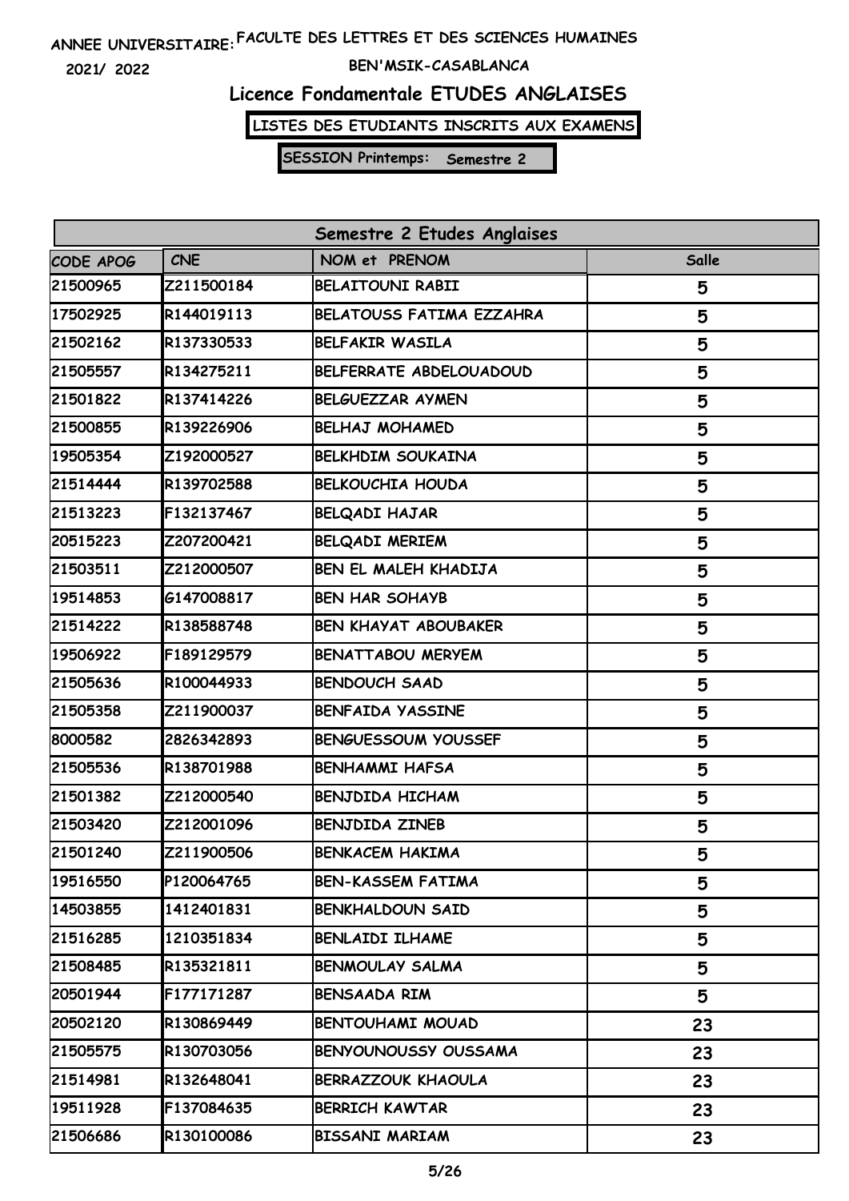ANNEE UNIVERSITAIRE: FACULTE DES LETTRES ET DES SCIENCES HUMAINES

2021/ 2022

BEN'MSIK-CASABLANCA

# Licence Fondamentale ETUDES ANGLAISES

**LISTES DES ETUDIANTS INSCRITS AUX EXAMENS**

**SESSION Printemps: Semestre 2**

| Semestre 2 Etudes Anglaises | | | |
|---|---|---|---|
| CODE APOG | CNE | NOM et PRENOM | Salle |
| 21500965 | Z211500184 | BELAITOUNI RABII | 5 |
| 17502925 | R144019113 | BELATOUSS FATIMA EZZAHRA | 5 |
| 21502162 | R137330533 | BELFAKIR WASILA | 5 |
| 21505557 | R134275211 | BELFERRATE ABDELOUADOUD | 5 |
| 21501822 | R137414226 | BELGUEZZAR AYMEN | 5 |
| 21500855 | R139226906 | BELHAJ MOHAMED | 5 |
| 19505354 | Z192000527 | BELKHDIM SOUKAINA | 5 |
| 21514444 | R139702588 | BELKOUCHIA HOUDA | 5 |
| 21513223 | F132137467 | BELQADI HAJAR | 5 |
| 20515223 | Z207200421 | BELQADI MERIEM | 5 |
| 21503511 | Z212000507 | BEN EL MALEH KHADIJA | 5 |
| 19514853 | G147008817 | BEN HAR SOHAYB | 5 |
| 21514222 | R138588748 | BEN KHAYAT ABOUBAKER | 5 |
| 19506922 | F189129579 | BENATTABOU MERYEM | 5 |
| 21505636 | R100044933 | BENDOUCH SAAD | 5 |
| 21505358 | Z211900037 | BENFAIDA YASSINE | 5 |
| 8000582 | 2826342893 | BENGUESSOUM YOUSSEF | 5 |
| 21505536 | R138701988 | BENHAMMI HAFSA | 5 |
| 21501382 | Z212000540 | BENJDIDA HICHAM | 5 |
| 21503420 | Z212001096 | BENJDIDA ZINEB | 5 |
| 21501240 | Z211900506 | BENKACEM HAKIMA | 5 |
| 19516550 | P120064765 | BEN-KASSEM FATIMA | 5 |
| 14503855 | 1412401831 | BENKHALDOUN SAID | 5 |
| 21516285 | 1210351834 | BENLAIDI ILHAME | 5 |
| 21508485 | R135321811 | BENMOULAY SALMA | 5 |
| 20501944 | F177171287 | BENSAADA RIM | 5 |
| 20502120 | R130869449 | BENTOUHAMI MOUAD | 23 |
| 21505575 | R130703056 | BENYOUNOUSSY OUSSAMA | 23 |
| 21514981 | R132648041 | BERRAZZOUK KHAOULA | 23 |
| 19511928 | F137084635 | BERRICH KAWTAR | 23 |
| 21506686 | R130100086 | BISSANI MARIAM | 23 |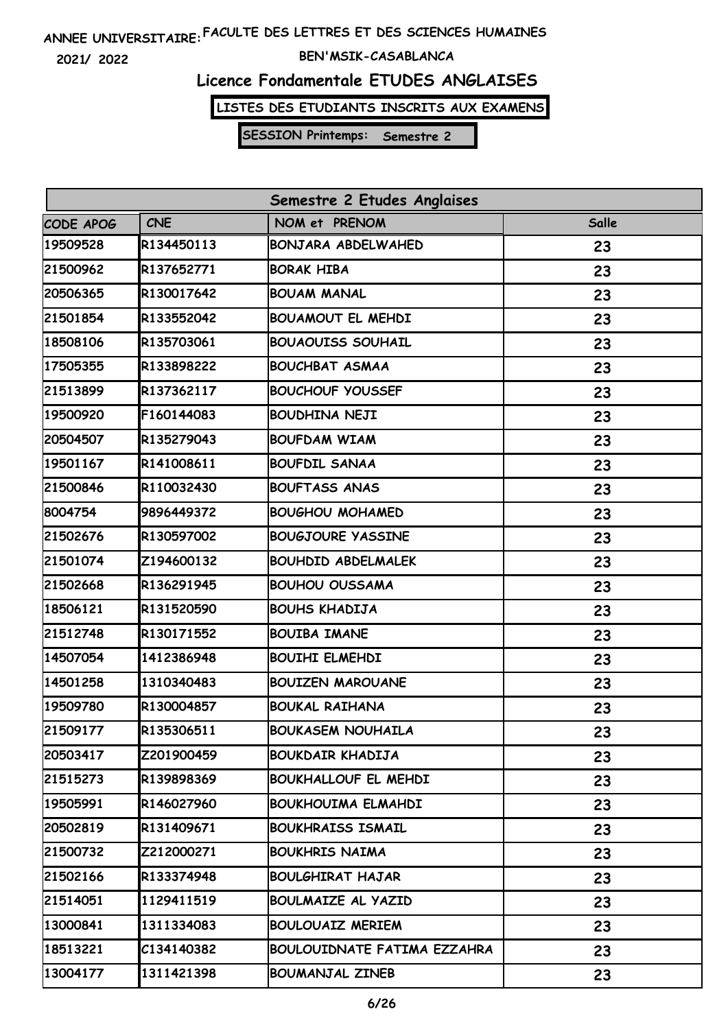ANNEE UNIVERSITAIRE: FACULTE DES LETTRES ET DES SCIENCES HUMAINES

2021/ 2022

BEN'MSIK-CASABLANCA

## Licence Fondamentale ETUDES ANGLAISES

**LISTES DES ETUDIANTS INSCRITS AUX EXAMENS**

**SESSION Printemps: Semestre 2**

| Semestre 2 Etudes Anglaises | | | |
|---|---|---|---|
| CODE APOG | CNE | NOM et PRENOM | Salle |
| 19509528 | R134450113 | BONJARA ABDELWAHED | 23 |
| 21500962 | R137652771 | BORAK HIBA | 23 |
| 20506365 | R130017642 | BOUAM MANAL | 23 |
| 21501854 | R133552042 | BOUAMOUT EL MEHDI | 23 |
| 18508106 | R135703061 | BOUAOUISS SOUHAIL | 23 |
| 17505355 | R133898222 | BOUCHBAT ASMAA | 23 |
| 21513899 | R137362117 | BOUCHOUF YOUSSEF | 23 |
| 19500920 | F160144083 | BOUDHINA NEJI | 23 |
| 20504507 | R135279043 | BOUFDAM WIAM | 23 |
| 19501167 | R141008611 | BOUFDIL SANAA | 23 |
| 21500846 | R110032430 | BOUFTASS ANAS | 23 |
| 8004754 | 9896449372 | BOUGHOU MOHAMED | 23 |
| 21502676 | R130597002 | BOUGJOURE YASSINE | 23 |
| 21501074 | Z194600132 | BOUHDID ABDELMALEK | 23 |
| 21502668 | R136291945 | BOUHOU OUSSAMA | 23 |
| 18506121 | R131520590 | BOUHS KHADIJA | 23 |
| 21512748 | R130171552 | BOUIBA IMANE | 23 |
| 14507054 | 1412386948 | BOUIHI ELMEHDI | 23 |
| 14501258 | 1310340483 | BOUIZEN MAROUANE | 23 |
| 19509780 | R130004857 | BOUKAL RAIHANA | 23 |
| 21509177 | R135306511 | BOUKASEM NOUHAILA | 23 |
| 20503417 | Z201900459 | BOUKDAIR KHADIJA | 23 |
| 21515273 | R139898369 | BOUKHALLOUF EL MEHDI | 23 |
| 19505991 | R146027960 | BOUKHOUIMA ELMAHDI | 23 |
| 20502819 | R131409671 | BOUKHRAISS ISMAIL | 23 |
| 21500732 | Z212000271 | BOUKHRIS NAIMA | 23 |
| 21502166 | R133374948 | BOULGHIRAT HAJAR | 23 |
| 21514051 | 1129411519 | BOULMAIZE AL YAZID | 23 |
| 13000841 | 1311334083 | BOULOUAIZ MERIEM | 23 |
| 18513221 | C134140382 | BOULOUIDNATE FATIMA EZZAHRA | 23 |
| 13004177 | 1311421398 | BOUMANJAL ZINEB | 23 |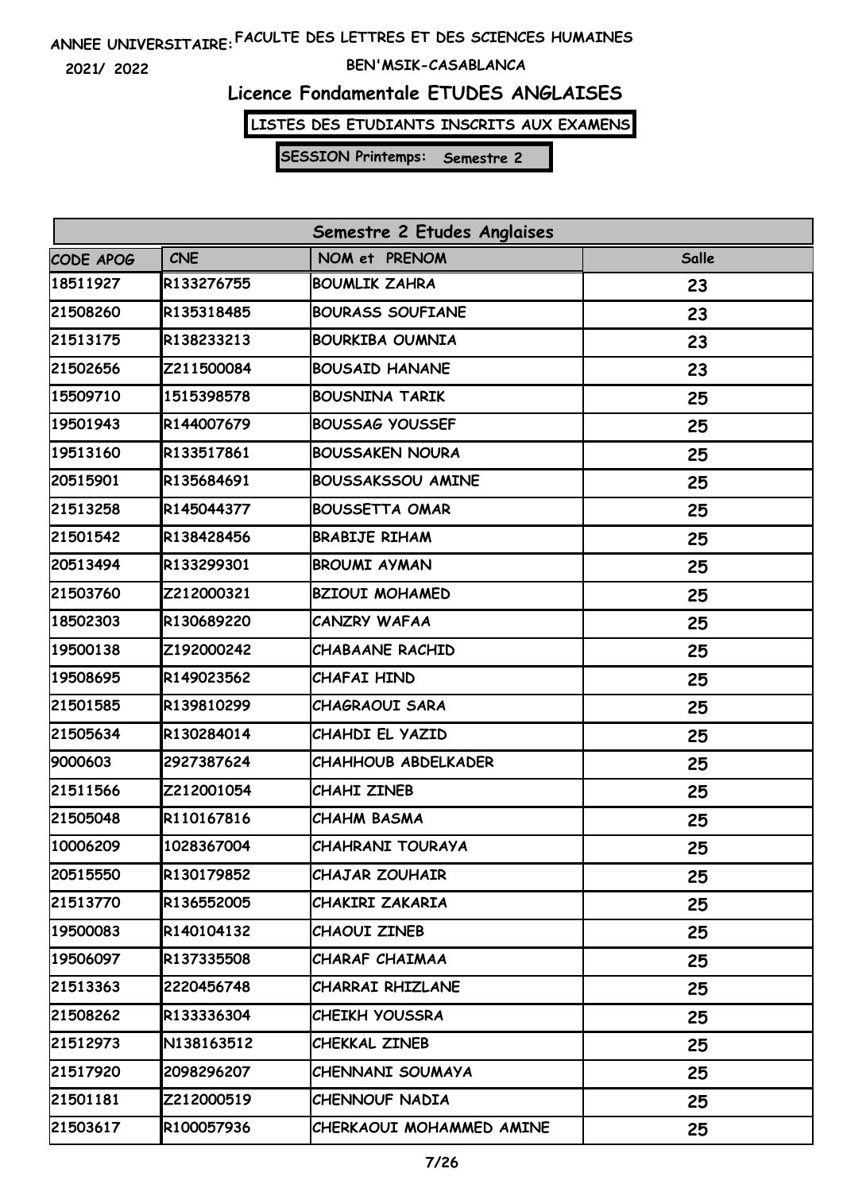ANNEE UNIVERSITAIRE: FACULTE DES LETTRES ET DES SCIENCES HUMAINES

2021/ 2022 BEN'MSIK-CASABLANCA

# Licence Fondamentale ETUDES ANGLAISES

**LISTES DES ETUDIANTS INSCRITS AUX EXAMENS**

**SESSION Printemps: Semestre 2**

| Semestre 2 Etudes Anglaises | | | |
|---|---|---|---|
| CODE APOG | CNE | NOM et PRENOM | Salle |
| 18511927 | R133276755 | BOUMLIK ZAHRA | 23 |
| 21508260 | R135318485 | BOURASS SOUFIANE | 23 |
| 21513175 | R138233213 | BOURKIBA OUMNIA | 23 |
| 21502656 | Z211500084 | BOUSAID HANANE | 23 |
| 15509710 | 1515398578 | BOUSNINA TARIK | 25 |
| 19501943 | R144007679 | BOUSSAG YOUSSEF | 25 |
| 19513160 | R133517861 | BOUSSAKEN NOURA | 25 |
| 20515901 | R135684691 | BOUSSAKSSOU AMINE | 25 |
| 21513258 | R145044377 | BOUSSETTA OMAR | 25 |
| 21501542 | R138428456 | BRABIJE RIHAM | 25 |
| 20513494 | R133299301 | BROUMI AYMAN | 25 |
| 21503760 | Z212000321 | BZIOUI MOHAMED | 25 |
| 18502303 | R130689220 | CANZRY WAFAA | 25 |
| 19500138 | Z192000242 | CHABAANE RACHID | 25 |
| 19508695 | R149023562 | CHAFAI HIND | 25 |
| 21501585 | R139810299 | CHAGRAOUI SARA | 25 |
| 21505634 | R130284014 | CHAHDI EL YAZID | 25 |
| 9000603 | 2927387624 | CHAHHOUB ABDELKADER | 25 |
| 21511566 | Z212001054 | CHAHI ZINEB | 25 |
| 21505048 | R110167816 | CHAHM BASMA | 25 |
| 10006209 | 1028367004 | CHAHRANI TOURAYA | 25 |
| 20515550 | R130179852 | CHAJAR ZOUHAIR | 25 |
| 21513770 | R136552005 | CHAKIRI ZAKARIA | 25 |
| 19500083 | R140104132 | CHAOUI ZINEB | 25 |
| 19506097 | R137335508 | CHARAF CHAIMAA | 25 |
| 21513363 | 2220456748 | CHARRAI RHIZLANE | 25 |
| 21508262 | R133336304 | CHEIKH YOUSSRA | 25 |
| 21512973 | N138163512 | CHEKKAL ZINEB | 25 |
| 21517920 | 2098296207 | CHENNANI SOUMAYA | 25 |
| 21501181 | Z212000519 | CHENNOUF NADIA | 25 |
| 21503617 | R100057936 | CHERKAOUI MOHAMMED AMINE | 25 |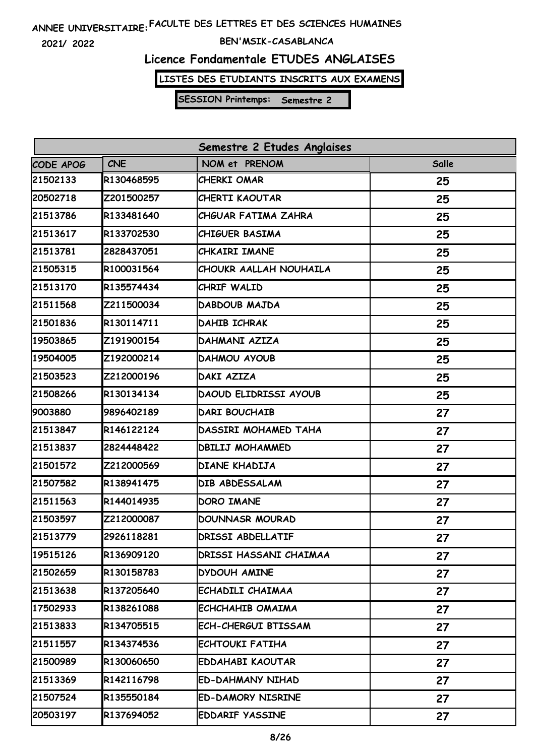ANNEE UNIVERSITAIRE: FACULTE DES LETTRES ET DES SCIENCES HUMAINES

2021/ 2022 BEN'MSIK-CASABLANCA

# Licence Fondamentale ETUDES ANGLAISES

**LISTES DES ETUDIANTS INSCRITS AUX EXAMENS**

**SESSION Printemps: Semestre 2**

| Semestre 2 Etudes Anglaises | | | |
|---|---|---|---|
| CODE APOG | CNE | NOM et PRENOM | Salle |
| 21502133 | R130468595 | CHERKI OMAR | 25 |
| 20502718 | Z201500257 | CHERTI KAOUTAR | 25 |
| 21513786 | R133481640 | CHGUAR FATIMA ZAHRA | 25 |
| 21513617 | R133702530 | CHIGUER BASIMA | 25 |
| 21513781 | 2828437051 | CHKAIRI IMANE | 25 |
| 21505315 | R100031564 | CHOUKR AALLAH NOUHAILA | 25 |
| 21513170 | R135574434 | CHRIF WALID | 25 |
| 21511568 | Z211500034 | DABDOUB MAJDA | 25 |
| 21501836 | R130114711 | DAHIB ICHRAK | 25 |
| 19503865 | Z191900154 | DAHMANI AZIZA | 25 |
| 19504005 | Z192000214 | DAHMOU AYOUB | 25 |
| 21503523 | Z212000196 | DAKI AZIZA | 25 |
| 21508266 | R130134134 | DAOUD ELIDRISSI AYOUB | 25 |
| 9003880 | 9896402189 | DARI BOUCHAIB | 27 |
| 21513847 | R146122124 | DASSIRI MOHAMED TAHA | 27 |
| 21513837 | 2824448422 | DBILIJ MOHAMMED | 27 |
| 21501572 | Z212000569 | DIANE KHADIJA | 27 |
| 21507582 | R138941475 | DIB ABDESSALAM | 27 |
| 21511563 | R144014935 | DORO IMANE | 27 |
| 21503597 | Z212000087 | DOUNNASR MOURAD | 27 |
| 21513779 | 2926118281 | DRISSI ABDELLATIF | 27 |
| 19515126 | R136909120 | DRISSI HASSANI CHAIMAA | 27 |
| 21502659 | R130158783 | DYDOUH AMINE | 27 |
| 21513638 | R137205640 | ECHADILI CHAIMAA | 27 |
| 17502933 | R138261088 | ECHCHAHIB OMAIMA | 27 |
| 21513833 | R134705515 | ECH-CHERGUI BTISSAM | 27 |
| 21511557 | R134374536 | ECHTOUKI FATIHA | 27 |
| 21500989 | R130060650 | EDDAHABI KAOUTAR | 27 |
| 21513369 | R142116798 | ED-DAHMANY NIHAD | 27 |
| 21507524 | R135550184 | ED-DAMORY NISRINE | 27 |
| 20503197 | R137694052 | EDDARIF YASSINE | 27 |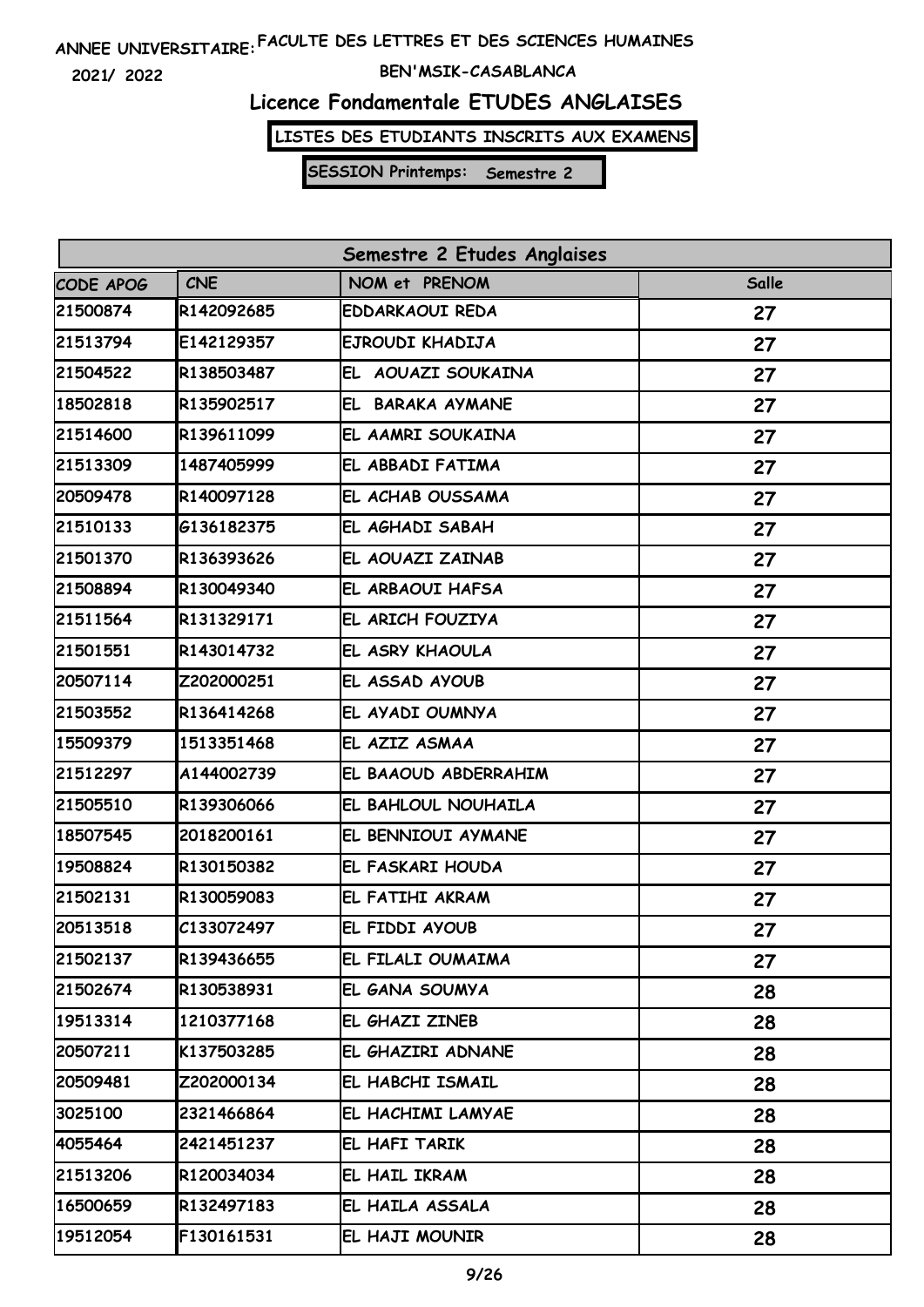ANNEE UNIVERSITAIRE: FACULTE DES LETTRES ET DES SCIENCES HUMAINES

2021/ 2022

BEN'MSIK-CASABLANCA

# Licence Fondamentale ETUDES ANGLAISES

**LISTES DES ETUDIANTS INSCRITS AUX EXAMENS**

**SESSION Printemps: Semestre 2**

| Semestre 2 Etudes Anglaises | | | |
|---|---|---|---|
| CODE APOG | CNE | NOM et PRENOM | Salle |
| 21500874 | R142092685 | EDDARKAOUI REDA | 27 |
| 21513794 | E142129357 | EJROUDI KHADIJA | 27 |
| 21504522 | R138503487 | EL AOUAZI SOUKAINA | 27 |
| 18502818 | R135902517 | EL BARAKA AYMANE | 27 |
| 21514600 | R139611099 | EL AAMRI SOUKAINA | 27 |
| 21513309 | 1487405999 | EL ABBADI FATIMA | 27 |
| 20509478 | R140097128 | EL ACHAB OUSSAMA | 27 |
| 21510133 | G136182375 | EL AGHADI SABAH | 27 |
| 21501370 | R136393626 | EL AOUAZI ZAINAB | 27 |
| 21508894 | R130049340 | EL ARBAOUI HAFSA | 27 |
| 21511564 | R131329171 | EL ARICH FOUZIYA | 27 |
| 21501551 | R143014732 | EL ASRY KHAOULA | 27 |
| 20507114 | Z202000251 | EL ASSAD AYOUB | 27 |
| 21503552 | R136414268 | EL AYADI OUMNYA | 27 |
| 15509379 | 1513351468 | EL AZIZ ASMAA | 27 |
| 21512297 | A144002739 | EL BAAOUD ABDERRAHIM | 27 |
| 21505510 | R139306066 | EL BAHLOUL NOUHAILA | 27 |
| 18507545 | 2018200161 | EL BENNIOUI AYMANE | 27 |
| 19508824 | R130150382 | EL FASKARI HOUDA | 27 |
| 21502131 | R130059083 | EL FATIHI AKRAM | 27 |
| 20513518 | C133072497 | EL FIDDI AYOUB | 27 |
| 21502137 | R139436655 | EL FILALI OUMAIMA | 27 |
| 21502674 | R130538931 | EL GANA SOUMYA | 28 |
| 19513314 | 1210377168 | EL GHAZI ZINEB | 28 |
| 20507211 | K137503285 | EL GHAZIRI ADNANE | 28 |
| 20509481 | Z202000134 | EL HABCHI ISMAIL | 28 |
| 3025100 | 2321466864 | EL HACHIMI LAMYAE | 28 |
| 4055464 | 2421451237 | EL HAFI TARIK | 28 |
| 21513206 | R120034034 | EL HAIL IKRAM | 28 |
| 16500659 | R132497183 | EL HAILA ASSALA | 28 |
| 19512054 | F130161531 | EL HAJI MOUNIR | 28 |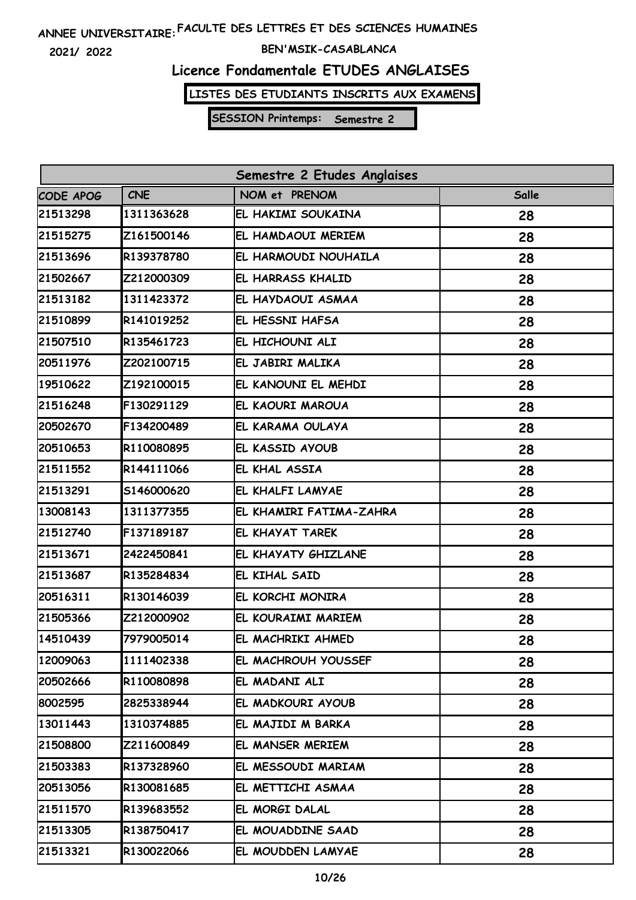ANNEE UNIVERSITAIRE: FACULTE DES LETTRES ET DES SCIENCES HUMAINES

2021/ 2022

BEN'MSIK-CASABLANCA

# Licence Fondamentale ETUDES ANGLAISES

**LISTES DES ETUDIANTS INSCRITS AUX EXAMENS**

**SESSION Printemps: Semestre 2**

| Semestre 2 Etudes Anglaises | | | |
|---|---|---|---|
| CODE APOG | CNE | NOM et PRENOM | Salle |
| 21513298 | 1311363628 | EL HAKIMI SOUKAINA | 28 |
| 21515275 | Z161500146 | EL HAMDAOUI MERIEM | 28 |
| 21513696 | R139378780 | EL HARMOUDI NOUHAILA | 28 |
| 21502667 | Z212000309 | EL HARRASS KHALID | 28 |
| 21513182 | 1311423372 | EL HAYDAOUI ASMAA | 28 |
| 21510899 | R141019252 | EL HESSNI HAFSA | 28 |
| 21507510 | R135461723 | EL HICHOUNI ALI | 28 |
| 20511976 | Z202100715 | EL JABIRI MALIKA | 28 |
| 19510622 | Z192100015 | EL KANOUNI EL MEHDI | 28 |
| 21516248 | F130291129 | EL KAOURI MAROUA | 28 |
| 20502670 | F134200489 | EL KARAMA OULAYA | 28 |
| 20510653 | R110080895 | EL KASSID AYOUB | 28 |
| 21511552 | R144111066 | EL KHAL ASSIA | 28 |
| 21513291 | S146000620 | EL KHALFI LAMYAE | 28 |
| 13008143 | 1311377355 | EL KHAMIRI FATIMA-ZAHRA | 28 |
| 21512740 | F137189187 | EL KHAYAT TAREK | 28 |
| 21513671 | 2422450841 | EL KHAYATY GHIZLANE | 28 |
| 21513687 | R135284834 | EL KIHAL SAID | 28 |
| 20516311 | R130146039 | EL KORCHI MONIRA | 28 |
| 21505366 | Z212000902 | EL KOURAIMI MARIEM | 28 |
| 14510439 | 7979005014 | EL MACHRIKI AHMED | 28 |
| 12009063 | 1111402338 | EL MACHROUH YOUSSEF | 28 |
| 20502666 | R110080898 | EL MADANI ALI | 28 |
| 8002595 | 2825338944 | EL MADKOURI AYOUB | 28 |
| 13011443 | 1310374885 | EL MAJIDI M BARKA | 28 |
| 21508800 | Z211600849 | EL MANSER MERIEM | 28 |
| 21503383 | R137328960 | EL MESSOUDI MARIAM | 28 |
| 20513056 | R130081685 | EL METTICHI ASMAA | 28 |
| 21511570 | R139683552 | EL MORGI DALAL | 28 |
| 21513305 | R138750417 | EL MOUADDINE SAAD | 28 |
| 21513321 | R130022066 | EL MOUDDEN LAMYAE | 28 |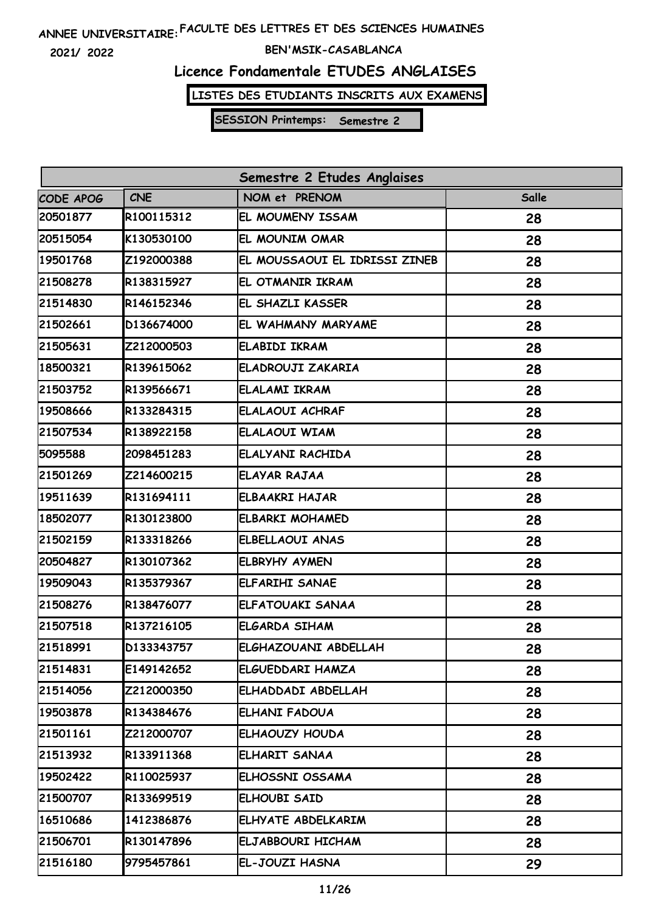ANNEE UNIVERSITAIRE: FACULTE DES LETTRES ET DES SCIENCES HUMAINES

2021/ 2022 BEN'MSIK-CASABLANCA

# Licence Fondamentale ETUDES ANGLAISES

**LISTES DES ETUDIANTS INSCRITS AUX EXAMENS**

**SESSION Printemps: Semestre 2**

| Semestre 2 Etudes Anglaises | | | |
|---|---|---|---|
| CODE APOG | CNE | NOM et PRENOM | Salle |
| 20501877 | R100115312 | EL MOUMENY ISSAM | 28 |
| 20515054 | K130530100 | EL MOUNIM OMAR | 28 |
| 19501768 | Z192000388 | EL MOUSSAOUI EL IDRISSI ZINEB | 28 |
| 21508278 | R138315927 | EL OTMANIR IKRAM | 28 |
| 21514830 | R146152346 | EL SHAZLI KASSER | 28 |
| 21502661 | D136674000 | EL WAHMANY MARYAME | 28 |
| 21505631 | Z212000503 | ELABIDI IKRAM | 28 |
| 18500321 | R139615062 | ELADROUJI ZAKARIA | 28 |
| 21503752 | R139566671 | ELALAMI IKRAM | 28 |
| 19508666 | R133284315 | ELALAOUI ACHRAF | 28 |
| 21507534 | R138922158 | ELALAOUI WIAM | 28 |
| 5095588 | 2098451283 | ELALYANI RACHIDA | 28 |
| 21501269 | Z214600215 | ELAYAR RAJAA | 28 |
| 19511639 | R131694111 | ELBAAKRI HAJAR | 28 |
| 18502077 | R130123800 | ELBARKI MOHAMED | 28 |
| 21502159 | R133318266 | ELBELLAOUI ANAS | 28 |
| 20504827 | R130107362 | ELBRYHY AYMEN | 28 |
| 19509043 | R135379367 | ELFARIHI SANAE | 28 |
| 21508276 | R138476077 | ELFATOUAKI SANAA | 28 |
| 21507518 | R137216105 | ELGARDA SIHAM | 28 |
| 21518991 | D133343757 | ELGHAZOUANI ABDELLAH | 28 |
| 21514831 | E149142652 | ELGUEDDARI HAMZA | 28 |
| 21514056 | Z212000350 | ELHADDADI ABDELLAH | 28 |
| 19503878 | R134384676 | ELHANI FADOUA | 28 |
| 21501161 | Z212000707 | ELHAOUZY HOUDA | 28 |
| 21513932 | R133911368 | ELHARIT SANAA | 28 |
| 19502422 | R110025937 | ELHOSSNI OSSAMA | 28 |
| 21500707 | R133699519 | ELHOUBI SAID | 28 |
| 16510686 | 1412386876 | ELHYATE ABDELKARIM | 28 |
| 21506701 | R130147896 | ELJABBOURI HICHAM | 28 |
| 21516180 | 9795457861 | EL-JOUZI HASNA | 29 |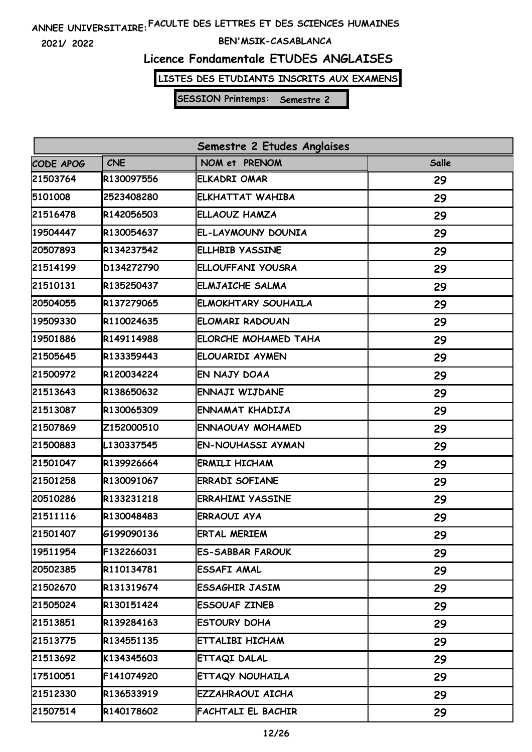ANNEE UNIVERSITAIRE: FACULTE DES LETTRES ET DES SCIENCES HUMAINES

2021/ 2022

BEN'MSIK-CASABLANCA

# Licence Fondamentale ETUDES ANGLAISES

**LISTES DES ETUDIANTS INSCRITS AUX EXAMENS**

**SESSION Printemps: Semestre 2**

| Semestre 2 Etudes Anglaises | | | |
|---|---|---|---|
| CODE APOG | CNE | NOM et PRENOM | Salle |
| 21503764 | R130097556 | ELKADRI OMAR | 29 |
| 5101008 | 2523408280 | ELKHATTAT WAHIBA | 29 |
| 21516478 | R142056503 | ELLAOUZ HAMZA | 29 |
| 19504447 | R130054637 | EL-LAYMOUNY DOUNIA | 29 |
| 20507893 | R134237542 | ELLHBIB YASSINE | 29 |
| 21514199 | D134272790 | ELLOUFFANI YOUSRA | 29 |
| 21510131 | R135250437 | ELMJAICHE SALMA | 29 |
| 20504055 | R137279065 | ELMOKHTARY SOUHAILA | 29 |
| 19509330 | R110024635 | ELOMARI RADOUAN | 29 |
| 19501886 | R149114988 | ELORCHE MOHAMED TAHA | 29 |
| 21505645 | R133359443 | ELOUARIDI AYMEN | 29 |
| 21500972 | R120034224 | EN NAJY DOAA | 29 |
| 21513643 | R138650632 | ENNAJI WIJDANE | 29 |
| 21513087 | R130065309 | ENNAMAT KHADIJA | 29 |
| 21507869 | Z152000510 | ENNAOUAY MOHAMED | 29 |
| 21500883 | L130337545 | EN-NOUHASSI AYMAN | 29 |
| 21501047 | R139926664 | ERMILI HICHAM | 29 |
| 21501258 | R130091067 | ERRADI SOFIANE | 29 |
| 20510286 | R133231218 | ERRAHIMI YASSINE | 29 |
| 21511116 | R130048483 | ERRAOUI AYA | 29 |
| 21501407 | G199090136 | ERTAL MERIEM | 29 |
| 19511954 | F132266031 | ES-SABBAR FAROUK | 29 |
| 20502385 | R110134781 | ESSAFI AMAL | 29 |
| 21502670 | R131319674 | ESSAGHIR JASIM | 29 |
| 21505024 | R130151424 | ESSOUAF ZINEB | 29 |
| 21513851 | R139284163 | ESTOURY DOHA | 29 |
| 21513775 | R134551135 | ETTALIBI HICHAM | 29 |
| 21513692 | K134345603 | ETTAQI DALAL | 29 |
| 17510051 | F141074920 | ETTAQY NOUHAILA | 29 |
| 21512330 | R136533919 | EZZAHRAOUI AICHA | 29 |
| 21507514 | R140178602 | FACHTALI EL BACHIR | 29 |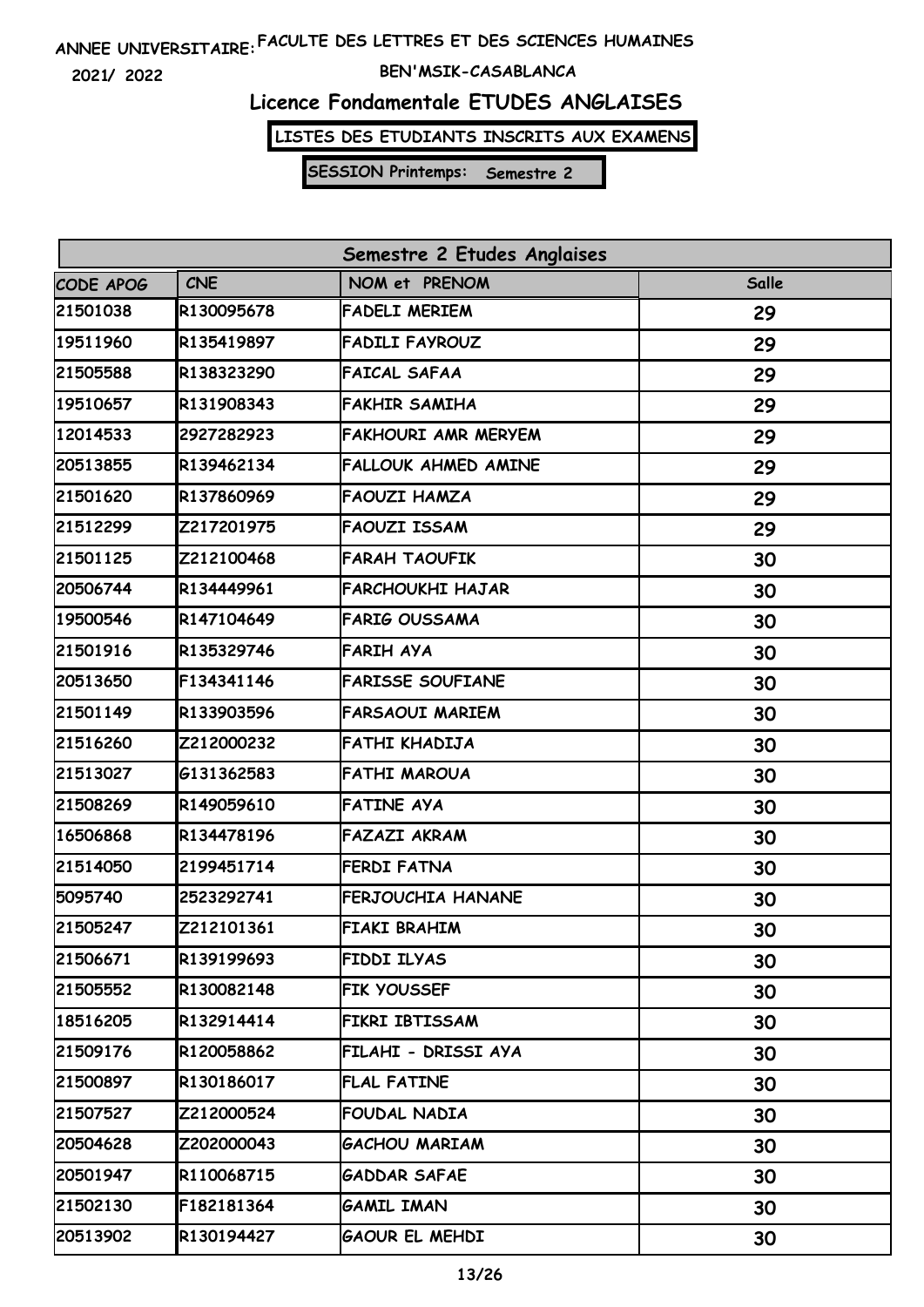ANNEE UNIVERSITAIRE: FACULTE DES LETTRES ET DES SCIENCES HUMAINES

2021/ 2022

BEN'MSIK-CASABLANCA

# Licence Fondamentale ETUDES ANGLAISES

**LISTES DES ETUDIANTS INSCRITS AUX EXAMENS**

**SESSION Printemps: Semestre 2**

| Semestre 2 Etudes Anglaises | | | |
|---|---|---|---|
| CODE APOG | CNE | NOM et PRENOM | Salle |
| 21501038 | R130095678 | FADELI MERIEM | 29 |
| 19511960 | R135419897 | FADILI FAYROUZ | 29 |
| 21505588 | R138323290 | FAICAL SAFAA | 29 |
| 19510657 | R131908343 | FAKHIR SAMIHA | 29 |
| 12014533 | 2927282923 | FAKHOURI AMR MERYEM | 29 |
| 20513855 | R139462134 | FALLOUK AHMED AMINE | 29 |
| 21501620 | R137860969 | FAOUZI HAMZA | 29 |
| 21512299 | Z217201975 | FAOUZI ISSAM | 29 |
| 21501125 | Z212100468 | FARAH TAOUFIK | 30 |
| 20506744 | R134449961 | FARCHOUKHI HAJAR | 30 |
| 19500546 | R147104649 | FARIG OUSSAMA | 30 |
| 21501916 | R135329746 | FARIH AYA | 30 |
| 20513650 | F134341146 | FARISSE SOUFIANE | 30 |
| 21501149 | R133903596 | FARSAOUI MARIEM | 30 |
| 21516260 | Z212000232 | FATHI KHADIJA | 30 |
| 21513027 | G131362583 | FATHI MAROUA | 30 |
| 21508269 | R149059610 | FATINE AYA | 30 |
| 16506868 | R134478196 | FAZAZI AKRAM | 30 |
| 21514050 | 2199451714 | FERDI FATNA | 30 |
| 5095740 | 2523292741 | FERJOUCHIA HANANE | 30 |
| 21505247 | Z212101361 | FIAKI BRAHIM | 30 |
| 21506671 | R139199693 | FIDDI ILYAS | 30 |
| 21505552 | R130082148 | FIK YOUSSEF | 30 |
| 18516205 | R132914414 | FIKRI IBTISSAM | 30 |
| 21509176 | R120058862 | FILAHI - DRISSI AYA | 30 |
| 21500897 | R130186017 | FLAL FATINE | 30 |
| 21507527 | Z212000524 | FOUDAL NADIA | 30 |
| 20504628 | Z202000043 | GACHOU MARIAM | 30 |
| 20501947 | R110068715 | GADDAR SAFAE | 30 |
| 21502130 | F182181364 | GAMIL IMAN | 30 |
| 20513902 | R130194427 | GAOUR EL MEHDI | 30 |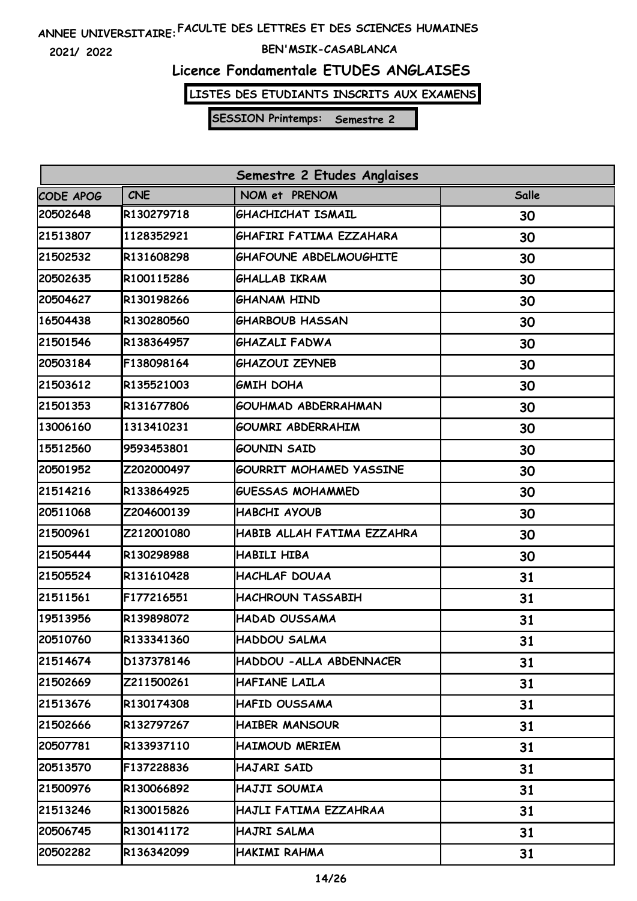ANNEE UNIVERSITAIRE: FACULTE DES LETTRES ET DES SCIENCES HUMAINES

2021/ 2022 BEN'MSIK-CASABLANCA

# Licence Fondamentale ETUDES ANGLAISES

**LISTES DES ETUDIANTS INSCRITS AUX EXAMENS**

**SESSION Printemps: Semestre 2**

| Semestre 2 Etudes Anglaises | | | |
|---|---|---|---|
| CODE APOG | CNE | NOM et PRENOM | Salle |
| 20502648 | R130279718 | GHACHICHAT ISMAIL | 30 |
| 21513807 | 1128352921 | GHAFIRI FATIMA EZZAHARA | 30 |
| 21502532 | R131608298 | GHAFOUNE ABDELMOUGHITE | 30 |
| 20502635 | R100115286 | GHALLAB IKRAM | 30 |
| 20504627 | R130198266 | GHANAM HIND | 30 |
| 16504438 | R130280560 | GHARBOUB HASSAN | 30 |
| 21501546 | R138364957 | GHAZALI FADWA | 30 |
| 20503184 | F138098164 | GHAZOUI ZEYNEB | 30 |
| 21503612 | R135521003 | GMIH DOHA | 30 |
| 21501353 | R131677806 | GOUHMAD ABDERRAHMAN | 30 |
| 13006160 | 1313410231 | GOUMRI ABDERRAHIM | 30 |
| 15512560 | 9593453801 | GOUNIN SAID | 30 |
| 20501952 | Z202000497 | GOURRIT MOHAMED YASSINE | 30 |
| 21514216 | R133864925 | GUESSAS MOHAMMED | 30 |
| 20511068 | Z204600139 | HABCHI AYOUB | 30 |
| 21500961 | Z212001080 | HABIB ALLAH FATIMA EZZAHRA | 30 |
| 21505444 | R130298988 | HABILI HIBA | 30 |
| 21505524 | R131610428 | HACHLAF DOUAA | 31 |
| 21511561 | F177216551 | HACHROUN TASSABIH | 31 |
| 19513956 | R139898072 | HADAD OUSSAMA | 31 |
| 20510760 | R133341360 | HADDOU SALMA | 31 |
| 21514674 | D137378146 | HADDOU -ALLA ABDENNACER | 31 |
| 21502669 | Z211500261 | HAFIANE LAILA | 31 |
| 21513676 | R130174308 | HAFID OUSSAMA | 31 |
| 21502666 | R132797267 | HAIBER MANSOUR | 31 |
| 20507781 | R133937110 | HAIMOUD MERIEM | 31 |
| 20513570 | F137228836 | HAJARI SAID | 31 |
| 21500976 | R130066892 | HAJJI SOUMIA | 31 |
| 21513246 | R130015826 | HAJLI FATIMA EZZAHRAA | 31 |
| 20506745 | R130141172 | HAJRI SALMA | 31 |
| 20502282 | R136342099 | HAKIMI RAHMA | 31 |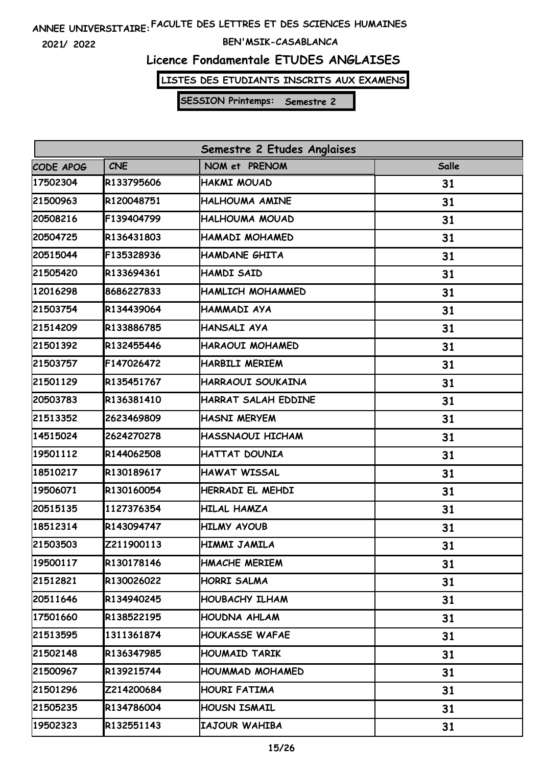ANNEE UNIVERSITAIRE: FACULTE DES LETTRES ET DES SCIENCES HUMAINES

2021/ 2022 BEN'MSIK-CASABLANCA

# Licence Fondamentale ETUDES ANGLAISES

**LISTES DES ETUDIANTS INSCRITS AUX EXAMENS**

**SESSION Printemps: Semestre 2**

| Semestre 2 Etudes Anglaises | | | |
|---|---|---|---|
| CODE APOG | CNE | NOM et PRENOM | Salle |
| 17502304 | R133795606 | HAKMI MOUAD | 31 |
| 21500963 | R120048751 | HALHOUMA AMINE | 31 |
| 20508216 | F139404799 | HALHOUMA MOUAD | 31 |
| 20504725 | R136431803 | HAMADI MOHAMED | 31 |
| 20515044 | F135328936 | HAMDANE GHITA | 31 |
| 21505420 | R133694361 | HAMDI SAID | 31 |
| 12016298 | 8686227833 | HAMLICH MOHAMMED | 31 |
| 21503754 | R134439064 | HAMMADI AYA | 31 |
| 21514209 | R133886785 | HANSALI AYA | 31 |
| 21501392 | R132455446 | HARAOUI MOHAMED | 31 |
| 21503757 | F147026472 | HARBILI MERIEM | 31 |
| 21501129 | R135451767 | HARRAOUI SOUKAINA | 31 |
| 20503783 | R136381410 | HARRAT SALAH EDDINE | 31 |
| 21513352 | 2623469809 | HASNI MERYEM | 31 |
| 14515024 | 2624270278 | HASSNAOUI HICHAM | 31 |
| 19501112 | R144062508 | HATTAT DOUNIA | 31 |
| 18510217 | R130189617 | HAWAT WISSAL | 31 |
| 19506071 | R130160054 | HERRADI EL MEHDI | 31 |
| 20515135 | 1127376354 | HILAL HAMZA | 31 |
| 18512314 | R143094747 | HILMY AYOUB | 31 |
| 21503503 | Z211900113 | HIMMI JAMILA | 31 |
| 19500117 | R130178146 | HMACHE MERIEM | 31 |
| 21512821 | R130026022 | HORRI SALMA | 31 |
| 20511646 | R134940245 | HOUBACHY ILHAM | 31 |
| 17501660 | R138522195 | HOUDNA AHLAM | 31 |
| 21513595 | 1311361874 | HOUKASSE WAFAE | 31 |
| 21502148 | R136347985 | HOUMAID TARIK | 31 |
| 21500967 | R139215744 | HOUMMAD MOHAMED | 31 |
| 21501296 | Z214200684 | HOURI FATIMA | 31 |
| 21505235 | R134786004 | HOUSN ISMAIL | 31 |
| 19502323 | R132551143 | IAJOUR WAHIBA | 31 |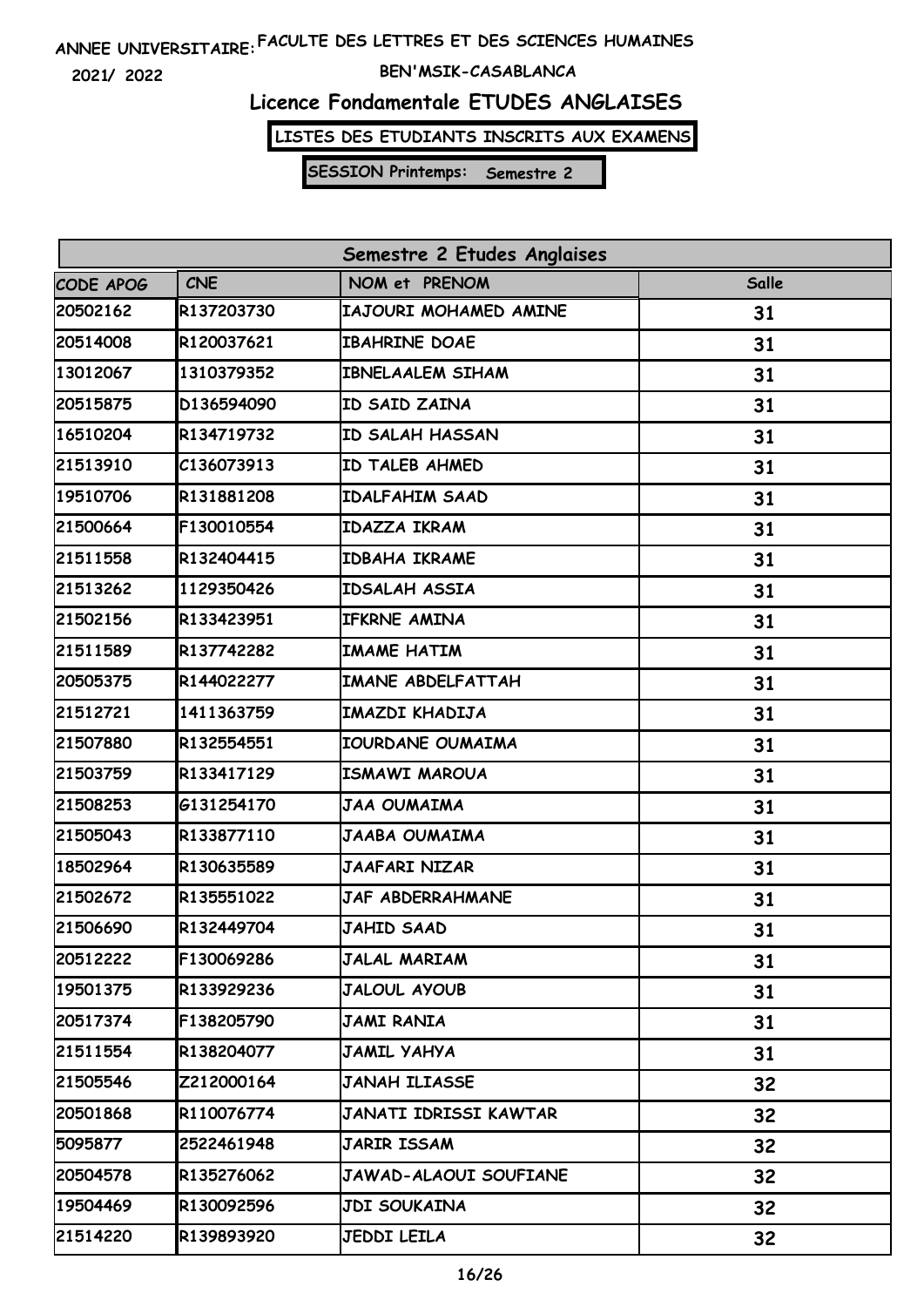ANNEE UNIVERSITAIRE: FACULTE DES LETTRES ET DES SCIENCES HUMAINES

2021/ 2022

BEN'MSIK-CASABLANCA

# Licence Fondamentale ETUDES ANGLAISES

**LISTES DES ETUDIANTS INSCRITS AUX EXAMENS**

**SESSION Printemps: Semestre 2**

| Semestre 2 Etudes Anglaises | | | |
|---|---|---|---|
| CODE APOG | CNE | NOM et PRENOM | Salle |
| 20502162 | R137203730 | IAJOURI MOHAMED AMINE | 31 |
| 20514008 | R120037621 | IBAHRINE DOAE | 31 |
| 13012067 | 1310379352 | IBNELAALEM SIHAM | 31 |
| 20515875 | D136594090 | ID SAID ZAINA | 31 |
| 16510204 | R134719732 | ID SALAH HASSAN | 31 |
| 21513910 | C136073913 | ID TALEB AHMED | 31 |
| 19510706 | R131881208 | IDALFAHIM SAAD | 31 |
| 21500664 | F130010554 | IDAZZA IKRAM | 31 |
| 21511558 | R132404415 | IDBAHA IKRAME | 31 |
| 21513262 | 1129350426 | IDSALAH ASSIA | 31 |
| 21502156 | R133423951 | IFKRNE AMINA | 31 |
| 21511589 | R137742282 | IMAME HATIM | 31 |
| 20505375 | R144022277 | IMANE ABDELFATTAH | 31 |
| 21512721 | 1411363759 | IMAZDI KHADIJA | 31 |
| 21507880 | R132554551 | IOURDANE OUMAIMA | 31 |
| 21503759 | R133417129 | ISMAWI MAROUA | 31 |
| 21508253 | G131254170 | JAA OUMAIMA | 31 |
| 21505043 | R133877110 | JAABA OUMAIMA | 31 |
| 18502964 | R130635589 | JAAFARI NIZAR | 31 |
| 21502672 | R135551022 | JAF ABDERRAHMANE | 31 |
| 21506690 | R132449704 | JAHID SAAD | 31 |
| 20512222 | F130069286 | JALAL MARIAM | 31 |
| 19501375 | R133929236 | JALOUL AYOUB | 31 |
| 20517374 | F138205790 | JAMI RANIA | 31 |
| 21511554 | R138204077 | JAMIL YAHYA | 31 |
| 21505546 | Z212000164 | JANAH ILIASSE | 32 |
| 20501868 | R110076774 | JANATI IDRISSI KAWTAR | 32 |
| 5095877 | 2522461948 | JARIR ISSAM | 32 |
| 20504578 | R135276062 | JAWAD-ALAOUI SOUFIANE | 32 |
| 19504469 | R130092596 | JDI SOUKAINA | 32 |
| 21514220 | R139893920 | JEDDI LEILA | 32 |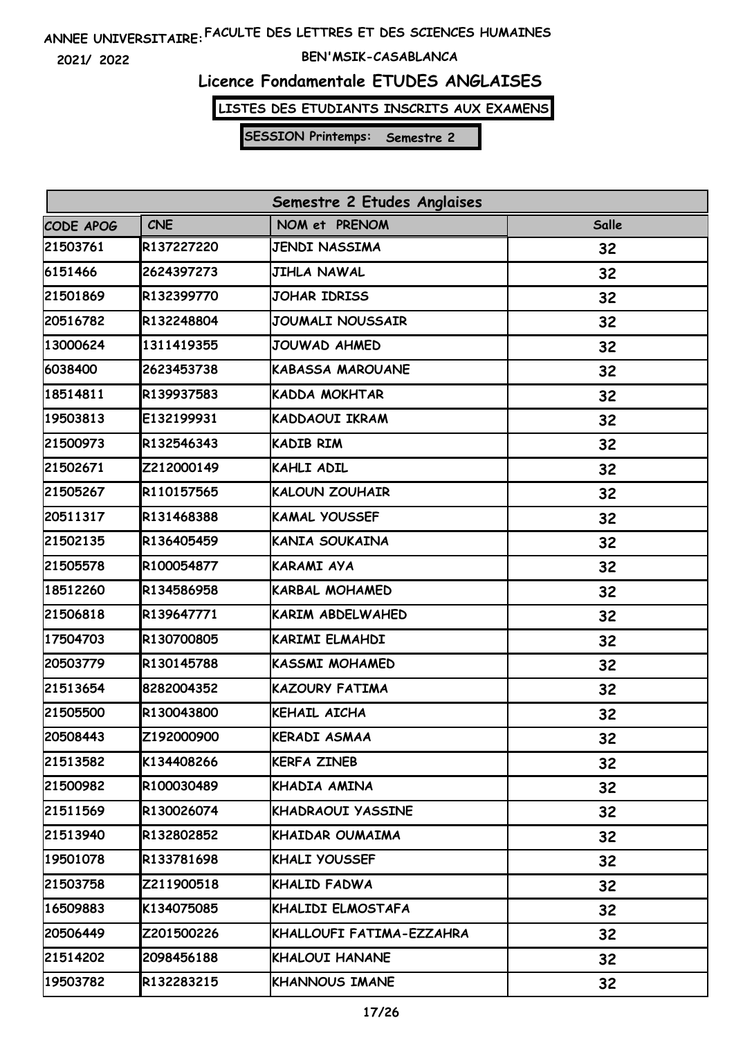ANNEE UNIVERSITAIRE: FACULTE DES LETTRES ET DES SCIENCES HUMAINES

2021/ 2022

BEN'MSIK-CASABLANCA

# Licence Fondamentale ETUDES ANGLAISES

**LISTES DES ETUDIANTS INSCRITS AUX EXAMENS**

**SESSION Printemps: Semestre 2**

| Semestre 2 Etudes Anglaises | | | |
|---|---|---|---|
| CODE APOG | CNE | NOM et PRENOM | Salle |
| 21503761 | R137227220 | JENDI NASSIMA | 32 |
| 6151466 | 2624397273 | JIHLA NAWAL | 32 |
| 21501869 | R132399770 | JOHAR IDRISS | 32 |
| 20516782 | R132248804 | JOUMALI NOUSSAIR | 32 |
| 13000624 | 1311419355 | JOUWAD AHMED | 32 |
| 6038400 | 2623453738 | KABASSA MAROUANE | 32 |
| 18514811 | R139937583 | KADDA MOKHTAR | 32 |
| 19503813 | E132199931 | KADDAOUI IKRAM | 32 |
| 21500973 | R132546343 | KADIB RIM | 32 |
| 21502671 | Z212000149 | KAHLI ADIL | 32 |
| 21505267 | R110157565 | KALOUN ZOUHAIR | 32 |
| 20511317 | R131468388 | KAMAL YOUSSEF | 32 |
| 21502135 | R136405459 | KANIA SOUKAINA | 32 |
| 21505578 | R100054877 | KARAMI AYA | 32 |
| 18512260 | R134586958 | KARBAL MOHAMED | 32 |
| 21506818 | R139647771 | KARIM ABDELWAHED | 32 |
| 17504703 | R130700805 | KARIMI ELMAHDI | 32 |
| 20503779 | R130145788 | KASSMI MOHAMED | 32 |
| 21513654 | 8282004352 | KAZOURY FATIMA | 32 |
| 21505500 | R130043800 | KEHAIL AICHA | 32 |
| 20508443 | Z192000900 | KERADI ASMAA | 32 |
| 21513582 | K134408266 | KERFA ZINEB | 32 |
| 21500982 | R100030489 | KHADIA AMINA | 32 |
| 21511569 | R130026074 | KHADRAOUI YASSINE | 32 |
| 21513940 | R132802852 | KHAIDAR OUMAIMA | 32 |
| 19501078 | R133781698 | KHALI YOUSSEF | 32 |
| 21503758 | Z211900518 | KHALID FADWA | 32 |
| 16509883 | K134075085 | KHALIDI ELMOSTAFA | 32 |
| 20506449 | Z201500226 | KHALLOUFI FATIMA-EZZAHRA | 32 |
| 21514202 | 2098456188 | KHALOUI HANANE | 32 |
| 19503782 | R132283215 | KHANNOUS IMANE | 32 |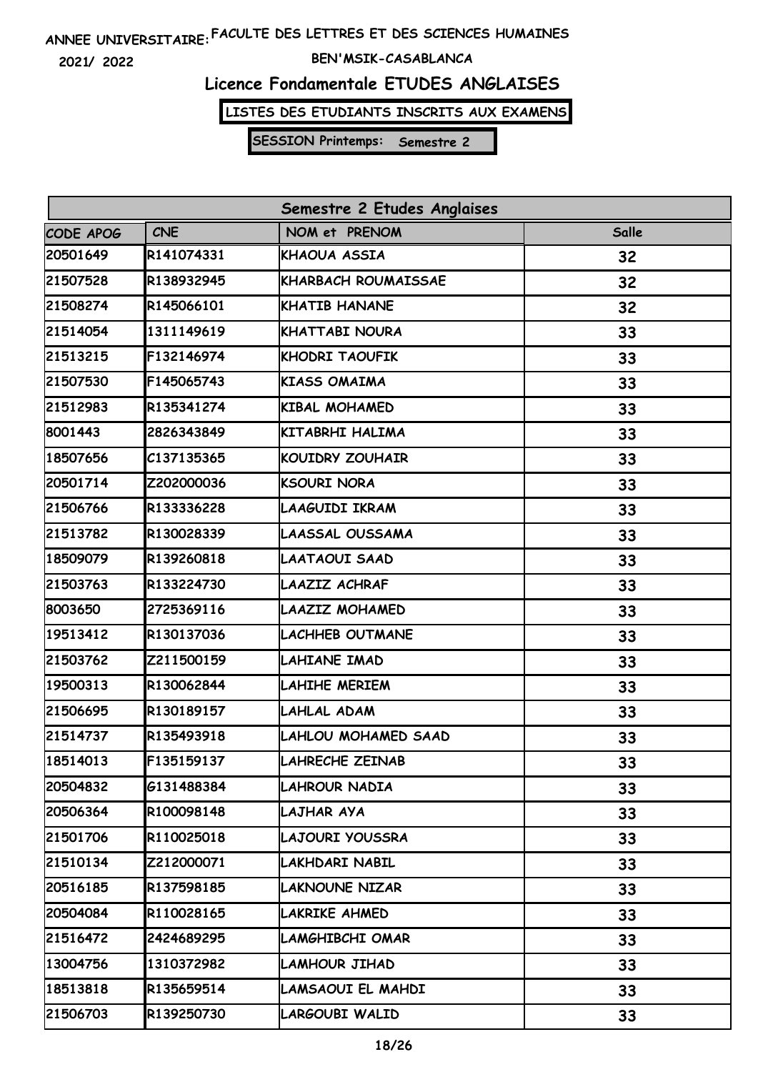ANNEE UNIVERSITAIRE: FACULTE DES LETTRES ET DES SCIENCES HUMAINES

2021/ 2022

BEN'MSIK-CASABLANCA

# Licence Fondamentale ETUDES ANGLAISES

**LISTES DES ETUDIANTS INSCRITS AUX EXAMENS**

**SESSION Printemps: Semestre 2**

| Semestre 2 Etudes Anglaises | | | |
|---|---|---|---|
| CODE APOG | CNE | NOM et PRENOM | Salle |
| 20501649 | R141074331 | KHAOUA ASSIA | 32 |
| 21507528 | R138932945 | KHARBACH ROUMAISSAE | 32 |
| 21508274 | R145066101 | KHATIB HANANE | 32 |
| 21514054 | 1311149619 | KHATTABI NOURA | 33 |
| 21513215 | F132146974 | KHODRI TAOUFIK | 33 |
| 21507530 | F145065743 | KIASS OMAIMA | 33 |
| 21512983 | R135341274 | KIBAL MOHAMED | 33 |
| 8001443 | 2826343849 | KITABRHI HALIMA | 33 |
| 18507656 | C137135365 | KOUIDRY ZOUHAIR | 33 |
| 20501714 | Z202000036 | KSOURI NORA | 33 |
| 21506766 | R133336228 | LAAGUIDI IKRAM | 33 |
| 21513782 | R130028339 | LAASSAL OUSSAMA | 33 |
| 18509079 | R139260818 | LAATAOUI SAAD | 33 |
| 21503763 | R133224730 | LAAZIZ ACHRAF | 33 |
| 8003650 | 2725369116 | LAAZIZ MOHAMED | 33 |
| 19513412 | R130137036 | LACHHEB OUTMANE | 33 |
| 21503762 | Z211500159 | LAHIANE IMAD | 33 |
| 19500313 | R130062844 | LAHIHE MERIEM | 33 |
| 21506695 | R130189157 | LAHLAL ADAM | 33 |
| 21514737 | R135493918 | LAHLOU MOHAMED SAAD | 33 |
| 18514013 | F135159137 | LAHRECHE ZEINAB | 33 |
| 20504832 | G131488384 | LAHROUR NADIA | 33 |
| 20506364 | R100098148 | LAJHAR AYA | 33 |
| 21501706 | R110025018 | LAJOURI YOUSSRA | 33 |
| 21510134 | Z212000071 | LAKHDARI NABIL | 33 |
| 20516185 | R137598185 | LAKNOUNE NIZAR | 33 |
| 20504084 | R110028165 | LAKRIKE AHMED | 33 |
| 21516472 | 2424689295 | LAMGHIBCHI OMAR | 33 |
| 13004756 | 1310372982 | LAMHOUR JIHAD | 33 |
| 18513818 | R135659514 | LAMSAOUI EL MAHDI | 33 |
| 21506703 | R139250730 | LARGOUBI WALID | 33 |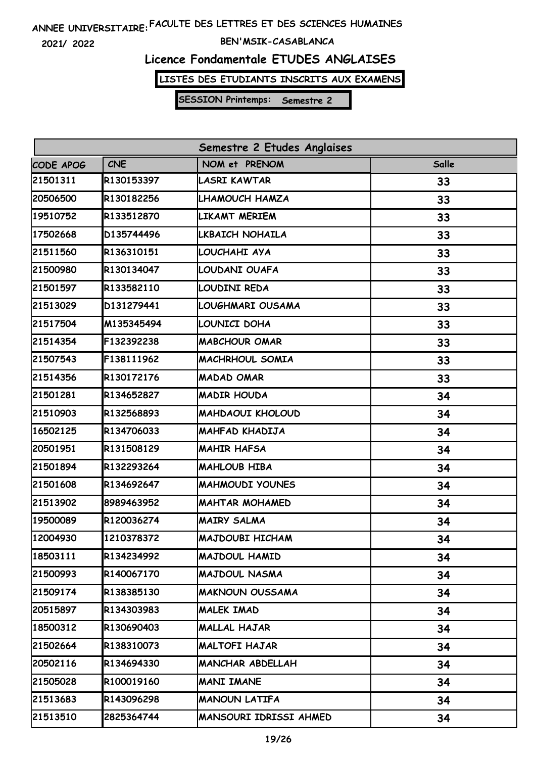ANNEE UNIVERSITAIRE: FACULTE DES LETTRES ET DES SCIENCES HUMAINES

2021/ 2022

BEN'MSIK-CASABLANCA

# Licence Fondamentale ETUDES ANGLAISES

**LISTES DES ETUDIANTS INSCRITS AUX EXAMENS**

**SESSION Printemps: Semestre 2**

| Semestre 2 Etudes Anglaises | | | |
|---|---|---|---|
| CODE APOG | CNE | NOM et PRENOM | Salle |
| 21501311 | R130153397 | LASRI KAWTAR | 33 |
| 20506500 | R130182256 | LHAMOUCH HAMZA | 33 |
| 19510752 | R133512870 | LIKAMT MERIEM | 33 |
| 17502668 | D135744496 | LKBAICH NOHAILA | 33 |
| 21511560 | R136310151 | LOUCHAHI AYA | 33 |
| 21500980 | R130134047 | LOUDANI OUAFA | 33 |
| 21501597 | R133582110 | LOUDINI REDA | 33 |
| 21513029 | D131279441 | LOUGHMARI OUSAMA | 33 |
| 21517504 | M135345494 | LOUNICI DOHA | 33 |
| 21514354 | F132392238 | MABCHOUR OMAR | 33 |
| 21507543 | F138111962 | MACHRHOUL SOMIA | 33 |
| 21514356 | R130172176 | MADAD OMAR | 33 |
| 21501281 | R134652827 | MADIR HOUDA | 34 |
| 21510903 | R132568893 | MAHDAOUI KHOLOUD | 34 |
| 16502125 | R134706033 | MAHFAD KHADIJA | 34 |
| 20501951 | R131508129 | MAHIR HAFSA | 34 |
| 21501894 | R132293264 | MAHLOUB HIBA | 34 |
| 21501608 | R134692647 | MAHMOUDI YOUNES | 34 |
| 21513902 | 8989463952 | MAHTAR MOHAMED | 34 |
| 19500089 | R120036274 | MAIRY SALMA | 34 |
| 12004930 | 1210378372 | MAJDOUBI HICHAM | 34 |
| 18503111 | R134234992 | MAJDOUL HAMID | 34 |
| 21500993 | R140067170 | MAJDOUL NASMA | 34 |
| 21509174 | R138385130 | MAKNOUN OUSSAMA | 34 |
| 20515897 | R134303983 | MALEK IMAD | 34 |
| 18500312 | R130690403 | MALLAL HAJAR | 34 |
| 21502664 | R138310073 | MALTOFI HAJAR | 34 |
| 20502116 | R134694330 | MANCHAR ABDELLAH | 34 |
| 21505028 | R100019160 | MANI IMANE | 34 |
| 21513683 | R143096298 | MANOUN LATIFA | 34 |
| 21513510 | 2825364744 | MANSOURI IDRISSI AHMED | 34 |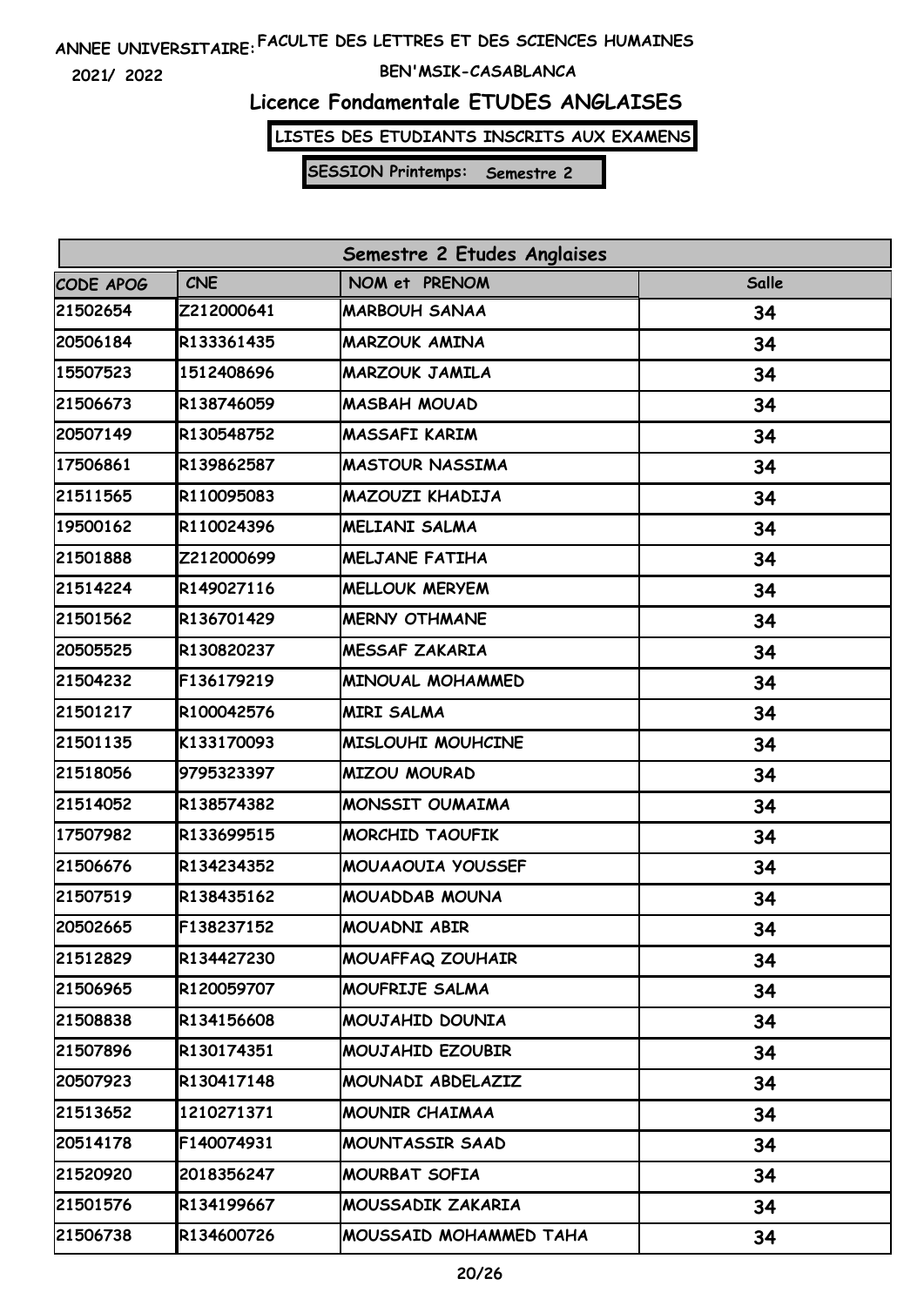ANNEE UNIVERSITAIRE: FACULTE DES LETTRES ET DES SCIENCES HUMAINES

2021/ 2022

BEN'MSIK-CASABLANCA

# Licence Fondamentale ETUDES ANGLAISES

**LISTES DES ETUDIANTS INSCRITS AUX EXAMENS**

**SESSION Printemps: Semestre 2**

| Semestre 2 Etudes Anglaises | | | |
|---|---|---|---|
| CODE APOG | CNE | NOM et PRENOM | Salle |
| 21502654 | Z212000641 | MARBOUH SANAA | 34 |
| 20506184 | R133361435 | MARZOUK AMINA | 34 |
| 15507523 | 1512408696 | MARZOUK JAMILA | 34 |
| 21506673 | R138746059 | MASBAH MOUAD | 34 |
| 20507149 | R130548752 | MASSAFI KARIM | 34 |
| 17506861 | R139862587 | MASTOUR NASSIMA | 34 |
| 21511565 | R110095083 | MAZOUZI KHADIJA | 34 |
| 19500162 | R110024396 | MELIANI SALMA | 34 |
| 21501888 | Z212000699 | MELJANE FATIHA | 34 |
| 21514224 | R149027116 | MELLOUK MERYEM | 34 |
| 21501562 | R136701429 | MERNY OTHMANE | 34 |
| 20505525 | R130820237 | MESSAF ZAKARIA | 34 |
| 21504232 | F136179219 | MINOUAL MOHAMMED | 34 |
| 21501217 | R100042576 | MIRI SALMA | 34 |
| 21501135 | K133170093 | MISLOUHI MOUHCINE | 34 |
| 21518056 | 9795323397 | MIZOU MOURAD | 34 |
| 21514052 | R138574382 | MONSSIT OUMAIMA | 34 |
| 17507982 | R133699515 | MORCHID TAOUFIK | 34 |
| 21506676 | R134234352 | MOUAAOUIA YOUSSEF | 34 |
| 21507519 | R138435162 | MOUADDAB MOUNA | 34 |
| 20502665 | F138237152 | MOUADNI ABIR | 34 |
| 21512829 | R134427230 | MOUAFFAQ ZOUHAIR | 34 |
| 21506965 | R120059707 | MOUFRIJE SALMA | 34 |
| 21508838 | R134156608 | MOUJAHID DOUNIA | 34 |
| 21507896 | R130174351 | MOUJAHID EZOUBIR | 34 |
| 20507923 | R130417148 | MOUNADI ABDELAZIZ | 34 |
| 21513652 | 1210271371 | MOUNIR CHAIMAA | 34 |
| 20514178 | F140074931 | MOUNTASSIR SAAD | 34 |
| 21520920 | 2018356247 | MOURBAT SOFIA | 34 |
| 21501576 | R134199667 | MOUSSADIK ZAKARIA | 34 |
| 21506738 | R134600726 | MOUSSAID MOHAMMED TAHA | 34 |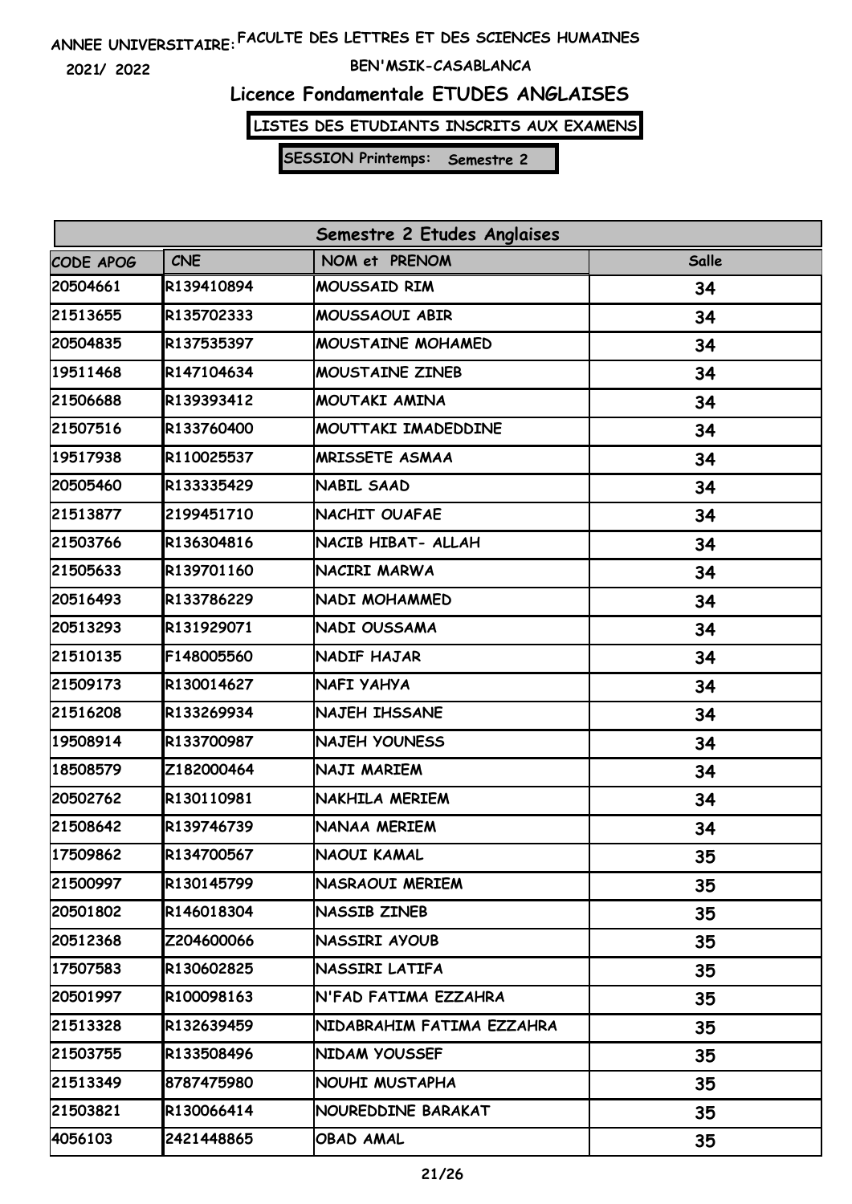ANNEE UNIVERSITAIRE: FACULTE DES LETTRES ET DES SCIENCES HUMAINES

2021/ 2022

BEN'MSIK-CASABLANCA

## Licence Fondamentale ETUDES ANGLAISES

**LISTES DES ETUDIANTS INSCRITS AUX EXAMENS**

**SESSION Printemps: Semestre 2**

| Semestre 2 Etudes Anglaises | | | |
|---|---|---|---|
| CODE APOG | CNE | NOM et PRENOM | Salle |
| 20504661 | R139410894 | MOUSSAID RIM | 34 |
| 21513655 | R135702333 | MOUSSAOUI ABIR | 34 |
| 20504835 | R137535397 | MOUSTAINE MOHAMED | 34 |
| 19511468 | R147104634 | MOUSTAINE ZINEB | 34 |
| 21506688 | R139393412 | MOUTAKI AMINA | 34 |
| 21507516 | R133760400 | MOUTTAKI IMADEDDINE | 34 |
| 19517938 | R110025537 | MRISSETE ASMAA | 34 |
| 20505460 | R133335429 | NABIL SAAD | 34 |
| 21513877 | 2199451710 | NACHIT OUAFAE | 34 |
| 21503766 | R136304816 | NACIB HIBAT- ALLAH | 34 |
| 21505633 | R139701160 | NACIRI MARWA | 34 |
| 20516493 | R133786229 | NADI MOHAMMED | 34 |
| 20513293 | R131929071 | NADI OUSSAMA | 34 |
| 21510135 | F148005560 | NADIF HAJAR | 34 |
| 21509173 | R130014627 | NAFI YAHYA | 34 |
| 21516208 | R133269934 | NAJEH IHSSANE | 34 |
| 19508914 | R133700987 | NAJEH YOUNESS | 34 |
| 18508579 | Z182000464 | NAJI MARIEM | 34 |
| 20502762 | R130110981 | NAKHILA MERIEM | 34 |
| 21508642 | R139746739 | NANAA MERIEM | 34 |
| 17509862 | R134700567 | NAOUI KAMAL | 35 |
| 21500997 | R130145799 | NASRAOUI MERIEM | 35 |
| 20501802 | R146018304 | NASSIB ZINEB | 35 |
| 20512368 | Z204600066 | NASSIRI AYOUB | 35 |
| 17507583 | R130602825 | NASSIRI LATIFA | 35 |
| 20501997 | R100098163 | N'FAD FATIMA EZZAHRA | 35 |
| 21513328 | R132639459 | NIDABRAHIM FATIMA EZZAHRA | 35 |
| 21503755 | R133508496 | NIDAM YOUSSEF | 35 |
| 21513349 | 8787475980 | NOUHI MUSTAPHA | 35 |
| 21503821 | R130066414 | NOUREDDINE BARAKAT | 35 |
| 4056103 | 2421448865 | OBAD AMAL | 35 |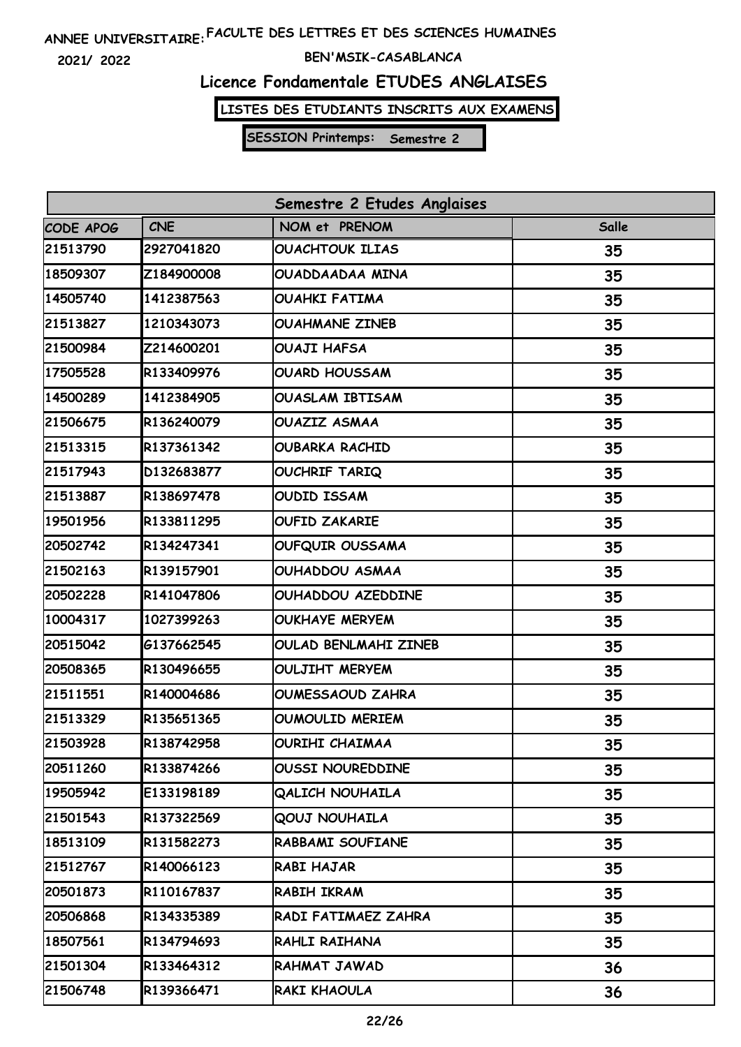ANNEE UNIVERSITAIRE: FACULTE DES LETTRES ET DES SCIENCES HUMAINES

2021/ 2022

BEN'MSIK-CASABLANCA

## Licence Fondamentale ETUDES ANGLAISES

**LISTES DES ETUDIANTS INSCRITS AUX EXAMENS**

**SESSION Printemps: Semestre 2**

| Semestre 2 Etudes Anglaises | | | |
|---|---|---|---|
| CODE APOG | CNE | NOM et PRENOM | Salle |
| 21513790 | 2927041820 | OUACHTOUK ILIAS | 35 |
| 18509307 | Z184900008 | OUADDAADAA MINA | 35 |
| 14505740 | 1412387563 | OUAHKI FATIMA | 35 |
| 21513827 | 1210343073 | OUAHMANE ZINEB | 35 |
| 21500984 | Z214600201 | OUAJI HAFSA | 35 |
| 17505528 | R133409976 | OUARD HOUSSAM | 35 |
| 14500289 | 1412384905 | OUASLAM IBTISAM | 35 |
| 21506675 | R136240079 | OUAZIZ ASMAA | 35 |
| 21513315 | R137361342 | OUBARKA RACHID | 35 |
| 21517943 | D132683877 | OUCHRIF TARIQ | 35 |
| 21513887 | R138697478 | OUDID ISSAM | 35 |
| 19501956 | R133811295 | OUFID ZAKARIE | 35 |
| 20502742 | R134247341 | OUFQUIR OUSSAMA | 35 |
| 21502163 | R139157901 | OUHADDOU ASMAA | 35 |
| 20502228 | R141047806 | OUHADDOU AZEDDINE | 35 |
| 10004317 | 1027399263 | OUKHAYE MERYEM | 35 |
| 20515042 | G137662545 | OULAD BENLMAHI ZINEB | 35 |
| 20508365 | R130496655 | OULJIHT MERYEM | 35 |
| 21511551 | R140004686 | OUMESSAOUD ZAHRA | 35 |
| 21513329 | R135651365 | OUMOULID MERIEM | 35 |
| 21503928 | R138742958 | OURIHI CHAIMAA | 35 |
| 20511260 | R133874266 | OUSSI NOUREDDINE | 35 |
| 19505942 | E133198189 | QALICH NOUHAILA | 35 |
| 21501543 | R137322569 | QOUJ NOUHAILA | 35 |
| 18513109 | R131582273 | RABBAMI SOUFIANE | 35 |
| 21512767 | R140066123 | RABI HAJAR | 35 |
| 20501873 | R110167837 | RABIH IKRAM | 35 |
| 20506868 | R134335389 | RADI FATIMAEZ ZAHRA | 35 |
| 18507561 | R134794693 | RAHLI RAIHANA | 35 |
| 21501304 | R133464312 | RAHMAT JAWAD | 36 |
| 21506748 | R139366471 | RAKI KHAOULA | 36 |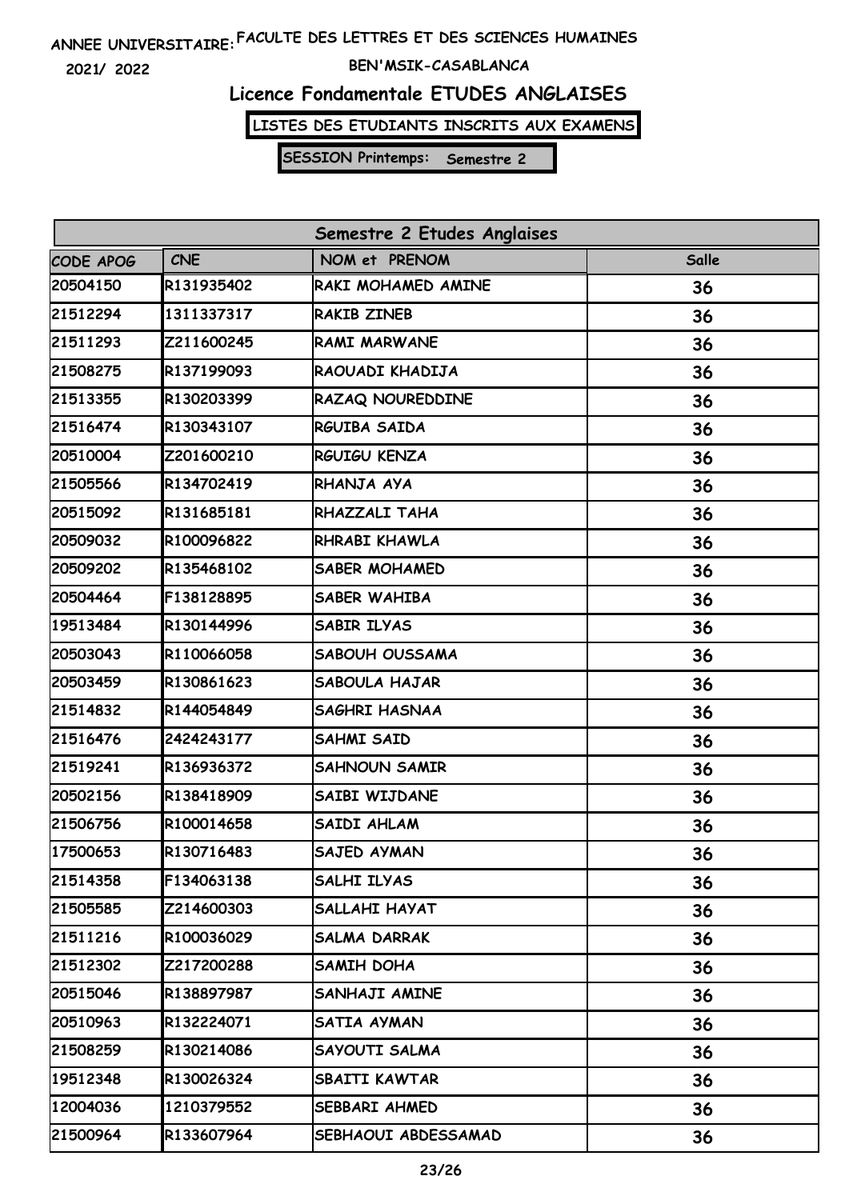ANNEE UNIVERSITAIRE: FACULTE DES LETTRES ET DES SCIENCES HUMAINES

2021/ 2022

BEN'MSIK-CASABLANCA

# Licence Fondamentale ETUDES ANGLAISES

**LISTES DES ETUDIANTS INSCRITS AUX EXAMENS**

**SESSION Printemps: Semestre 2**

| Semestre 2 Etudes Anglaises | | | |
|---|---|---|---|
| CODE APOG | CNE | NOM et PRENOM | Salle |
| 20504150 | R131935402 | RAKI MOHAMED AMINE | 36 |
| 21512294 | 1311337317 | RAKIB ZINEB | 36 |
| 21511293 | Z211600245 | RAMI MARWANE | 36 |
| 21508275 | R137199093 | RAOUADI KHADIJA | 36 |
| 21513355 | R130203399 | RAZAQ NOUREDDINE | 36 |
| 21516474 | R130343107 | RGUIBA SAIDA | 36 |
| 20510004 | Z201600210 | RGUIGU KENZA | 36 |
| 21505566 | R134702419 | RHANJA AYA | 36 |
| 20515092 | R131685181 | RHAZZALI TAHA | 36 |
| 20509032 | R100096822 | RHRABI KHAWLA | 36 |
| 20509202 | R135468102 | SABER MOHAMED | 36 |
| 20504464 | F138128895 | SABER WAHIBA | 36 |
| 19513484 | R130144996 | SABIR ILYAS | 36 |
| 20503043 | R110066058 | SABOUH OUSSAMA | 36 |
| 20503459 | R130861623 | SABOULA HAJAR | 36 |
| 21514832 | R144054849 | SAGHRI HASNAA | 36 |
| 21516476 | 2424243177 | SAHMI SAID | 36 |
| 21519241 | R136936372 | SAHNOUN SAMIR | 36 |
| 20502156 | R138418909 | SAIBI WIJDANE | 36 |
| 21506756 | R100014658 | SAIDI AHLAM | 36 |
| 17500653 | R130716483 | SAJED AYMAN | 36 |
| 21514358 | F134063138 | SALHI ILYAS | 36 |
| 21505585 | Z214600303 | SALLAHI HAYAT | 36 |
| 21511216 | R100036029 | SALMA DARRAK | 36 |
| 21512302 | Z217200288 | SAMIH DOHA | 36 |
| 20515046 | R138897987 | SANHAJI AMINE | 36 |
| 20510963 | R132224071 | SATIA AYMAN | 36 |
| 21508259 | R130214086 | SAYOUTI SALMA | 36 |
| 19512348 | R130026324 | SBAITI KAWTAR | 36 |
| 12004036 | 1210379552 | SEBBARI AHMED | 36 |
| 21500964 | R133607964 | SEBHAOUI ABDESSAMAD | 36 |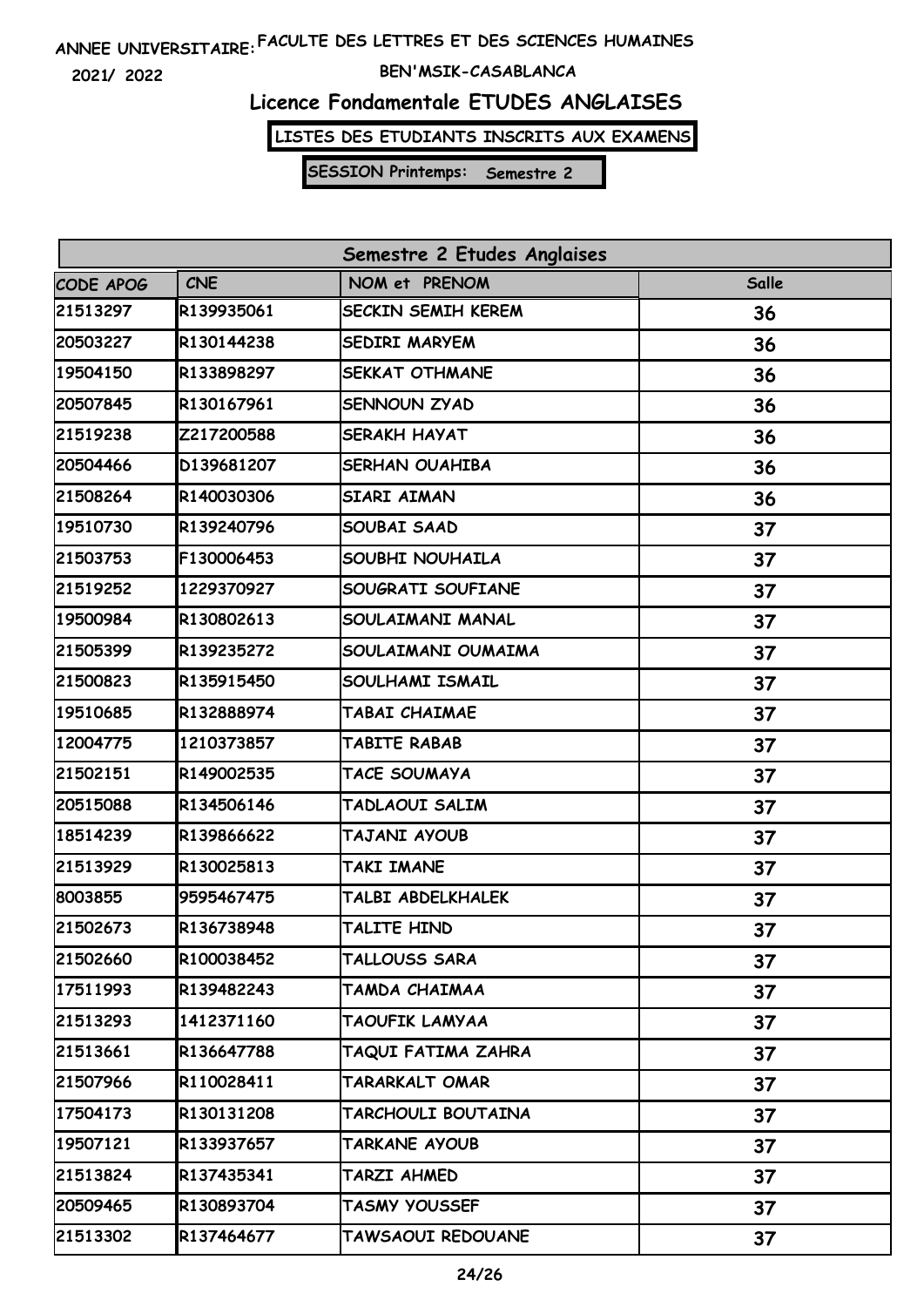ANNEE UNIVERSITAIRE: FACULTE DES LETTRES ET DES SCIENCES HUMAINES

2021/ 2022

BEN'MSIK-CASABLANCA

## Licence Fondamentale ETUDES ANGLAISES

**LISTES DES ETUDIANTS INSCRITS AUX EXAMENS**

**SESSION Printemps: Semestre 2**

| Semestre 2 Etudes Anglaises | | | |
|---|---|---|---|
| CODE APOG | CNE | NOM et PRENOM | Salle |
| 21513297 | R139935061 | SECKIN SEMIH KEREM | 36 |
| 20503227 | R130144238 | SEDIRI MARYEM | 36 |
| 19504150 | R133898297 | SEKKAT OTHMANE | 36 |
| 20507845 | R130167961 | SENNOUN ZYAD | 36 |
| 21519238 | Z217200588 | SERAKH HAYAT | 36 |
| 20504466 | D139681207 | SERHAN OUAHIBA | 36 |
| 21508264 | R140030306 | SIARI AIMAN | 36 |
| 19510730 | R139240796 | SOUBAI SAAD | 37 |
| 21503753 | F130006453 | SOUBHI NOUHAILA | 37 |
| 21519252 | 1229370927 | SOUGRATI SOUFIANE | 37 |
| 19500984 | R130802613 | SOULAIMANI MANAL | 37 |
| 21505399 | R139235272 | SOULAIMANI OUMAIMA | 37 |
| 21500823 | R135915450 | SOULHAMI ISMAIL | 37 |
| 19510685 | R132888974 | TABAI CHAIMAE | 37 |
| 12004775 | 1210373857 | TABITE RABAB | 37 |
| 21502151 | R149002535 | TACE SOUMAYA | 37 |
| 20515088 | R134506146 | TADLAOUI SALIM | 37 |
| 18514239 | R139866622 | TAJANI AYOUB | 37 |
| 21513929 | R130025813 | TAKI IMANE | 37 |
| 8003855 | 9595467475 | TALBI ABDELKHALEK | 37 |
| 21502673 | R136738948 | TALITE HIND | 37 |
| 21502660 | R100038452 | TALLOUSS SARA | 37 |
| 17511993 | R139482243 | TAMDA CHAIMAA | 37 |
| 21513293 | 1412371160 | TAOUFIK LAMYAA | 37 |
| 21513661 | R136647788 | TAQUI FATIMA ZAHRA | 37 |
| 21507966 | R110028411 | TARARKALT OMAR | 37 |
| 17504173 | R130131208 | TARCHOULI BOUTAINA | 37 |
| 19507121 | R133937657 | TARKANE AYOUB | 37 |
| 21513824 | R137435341 | TARZI AHMED | 37 |
| 20509465 | R130893704 | TASMY YOUSSEF | 37 |
| 21513302 | R137464677 | TAWSAOUI REDOUANE | 37 |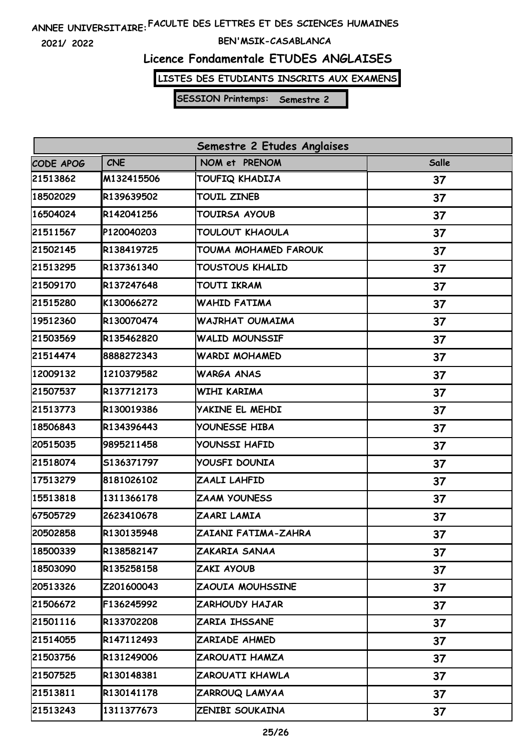ANNEE UNIVERSITAIRE: FACULTE DES LETTRES ET DES SCIENCES HUMAINES

2021/ 2022

BEN'MSIK-CASABLANCA

# Licence Fondamentale ETUDES ANGLAISES

**LISTES DES ETUDIANTS INSCRITS AUX EXAMENS**

**SESSION Printemps: Semestre 2**

| Semestre 2 Etudes Anglaises | | | |
|---|---|---|---|
| CODE APOG | CNE | NOM et PRENOM | Salle |
| 21513862 | M132415506 | TOUFIQ KHADIJA | 37 |
| 18502029 | R139639502 | TOUIL ZINEB | 37 |
| 16504024 | R142041256 | TOUIRSA AYOUB | 37 |
| 21511567 | P120040203 | TOULOUT KHAOULA | 37 |
| 21502145 | R138419725 | TOUMA MOHAMED FAROUK | 37 |
| 21513295 | R137361340 | TOUSTOUS KHALID | 37 |
| 21509170 | R137247648 | TOUTI IKRAM | 37 |
| 21515280 | K130066272 | WAHID FATIMA | 37 |
| 19512360 | R130070474 | WAJRHAT OUMAIMA | 37 |
| 21503569 | R135462820 | WALID MOUNSSIF | 37 |
| 21514474 | 8888272343 | WARDI MOHAMED | 37 |
| 12009132 | 1210379582 | WARGA ANAS | 37 |
| 21507537 | R137712173 | WIHI KARIMA | 37 |
| 21513773 | R130019386 | YAKINE EL MEHDI | 37 |
| 18506843 | R134396443 | YOUNESSE HIBA | 37 |
| 20515035 | 9895211458 | YOUNSSI HAFID | 37 |
| 21518074 | S136371797 | YOUSFI DOUNIA | 37 |
| 17513279 | 8181026102 | ZAALI LAHFID | 37 |
| 15513818 | 1311366178 | ZAAM YOUNESS | 37 |
| 67505729 | 2623410678 | ZAARI LAMIA | 37 |
| 20502858 | R130135948 | ZAIANI FATIMA-ZAHRA | 37 |
| 18500339 | R138582147 | ZAKARIA SANAA | 37 |
| 18503090 | R135258158 | ZAKI AYOUB | 37 |
| 20513326 | Z201600043 | ZAOUIA MOUHSSINE | 37 |
| 21506672 | F136245992 | ZARHOUDY HAJAR | 37 |
| 21501116 | R133702208 | ZARIA IHSSANE | 37 |
| 21514055 | R147112493 | ZARIADE AHMED | 37 |
| 21503756 | R131249006 | ZAROUATI HAMZA | 37 |
| 21507525 | R130148381 | ZAROUATI KHAWLA | 37 |
| 21513811 | R130141178 | ZARROUQ LAMYAA | 37 |
| 21513243 | 1311377673 | ZENIBI SOUKAINA | 37 |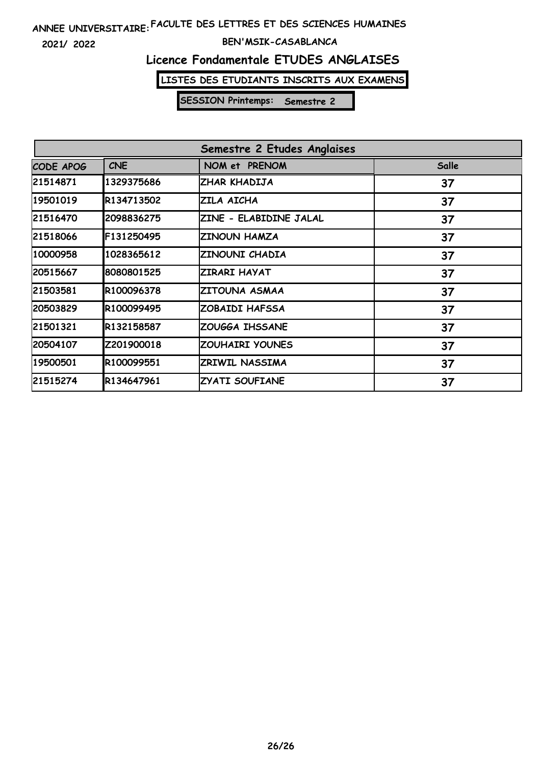ANNEE UNIVERSITAIRE: FACULTE DES LETTRES ET DES SCIENCES HUMAINES

2021/ 2022

BEN'MSIK-CASABLANCA

# Licence Fondamentale ETUDES ANGLAISES

**LISTES DES ETUDIANTS INSCRITS AUX EXAMENS**

**SESSION Printemps: Semestre 2**

| Semestre 2 Etudes Anglaises | | | |
|---|---|---|---|
| CODE APOG | CNE | NOM et PRENOM | Salle |
| 21514871 | 1329375686 | ZHAR KHADIJA | 37 |
| 19501019 | R134713502 | ZILA AICHA | 37 |
| 21516470 | 2098836275 | ZINE - ELABIDINE JALAL | 37 |
| 21518066 | F131250495 | ZINOUN HAMZA | 37 |
| 10000958 | 1028365612 | ZINOUNI CHADIA | 37 |
| 20515667 | 8080801525 | ZIRARI HAYAT | 37 |
| 21503581 | R100096378 | ZITOUNA ASMAA | 37 |
| 20503829 | R100099495 | ZOBAIDI HAFSSA | 37 |
| 21501321 | R132158587 | ZOUGGA IHSSANE | 37 |
| 20504107 | Z201900018 | ZOUHAIRI YOUNES | 37 |
| 19500501 | R100099551 | ZRIWIL NASSIMA | 37 |
| 21515274 | R134647961 | ZYATI SOUFIANE | 37 |